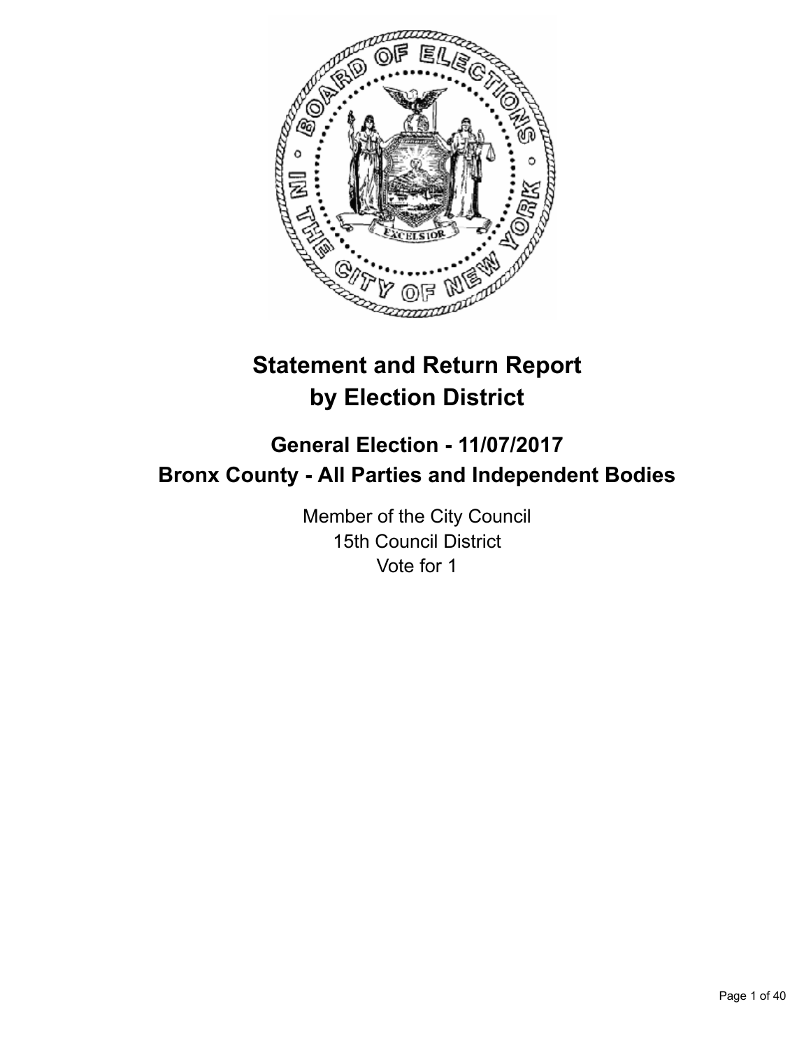# Statement and Return Report by Election District

## General Election - 11/07/2017
## Bronx County - All Parties and Independent Bodies

Member of the City Council
15th Council District
Vote for 1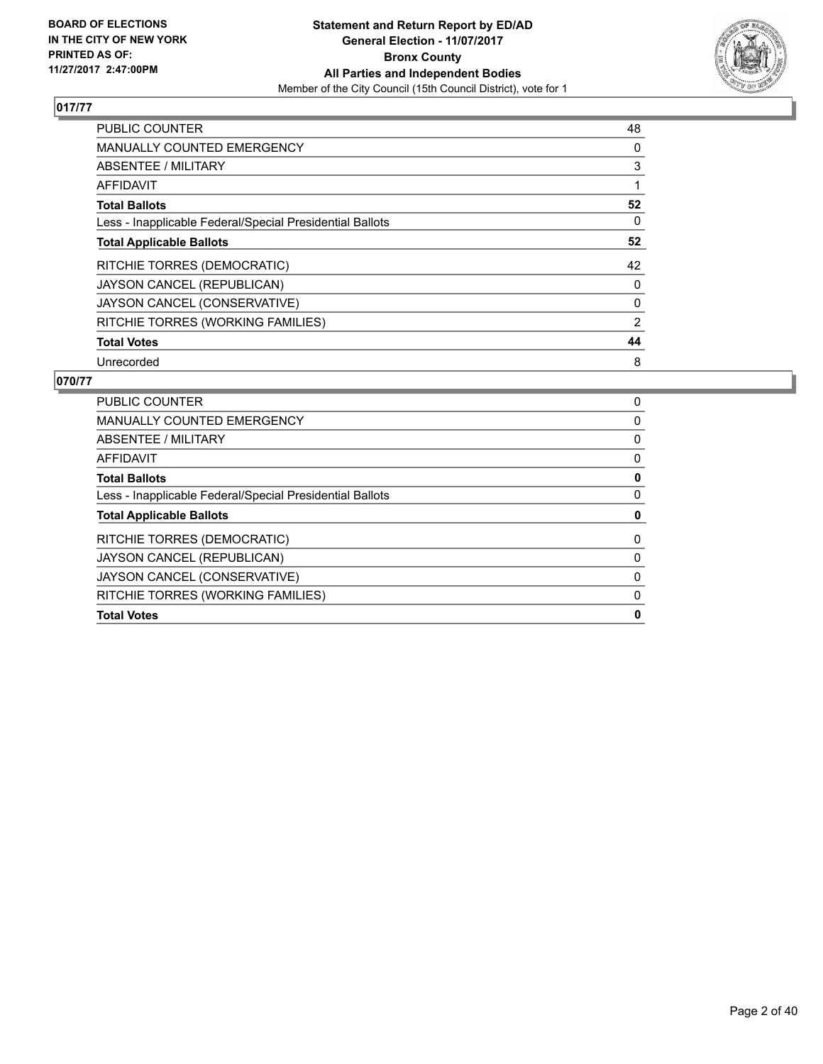**BOARD OF ELECTIONS IN THE CITY OF NEW YORK PRINTED AS OF: 11/27/2017 2:47:00PM**

**Statement and Return Report by ED/AD**
**General Election - 11/07/2017**
**Bronx County**
**All Parties and Independent Bodies**
Member of the City Council (15th Council District), vote for 1

## 017/77

| | |
|---|---|
| PUBLIC COUNTER | 48 |
| MANUALLY COUNTED EMERGENCY | 0 |
| ABSENTEE / MILITARY | 3 |
| AFFIDAVIT | 1 |
| **Total Ballots** | **52** |
| Less - Inapplicable Federal/Special Presidential Ballots | 0 |
| **Total Applicable Ballots** | **52** |
| RITCHIE TORRES (DEMOCRATIC) | 42 |
| JAYSON CANCEL (REPUBLICAN) | 0 |
| JAYSON CANCEL (CONSERVATIVE) | 0 |
| RITCHIE TORRES (WORKING FAMILIES) | 2 |
| **Total Votes** | **44** |
| Unrecorded | 8 |

## 070/77

| | |
|---|---|
| PUBLIC COUNTER | 0 |
| MANUALLY COUNTED EMERGENCY | 0 |
| ABSENTEE / MILITARY | 0 |
| AFFIDAVIT | 0 |
| **Total Ballots** | **0** |
| Less - Inapplicable Federal/Special Presidential Ballots | 0 |
| **Total Applicable Ballots** | **0** |
| RITCHIE TORRES (DEMOCRATIC) | 0 |
| JAYSON CANCEL (REPUBLICAN) | 0 |
| JAYSON CANCEL (CONSERVATIVE) | 0 |
| RITCHIE TORRES (WORKING FAMILIES) | 0 |
| **Total Votes** | **0** |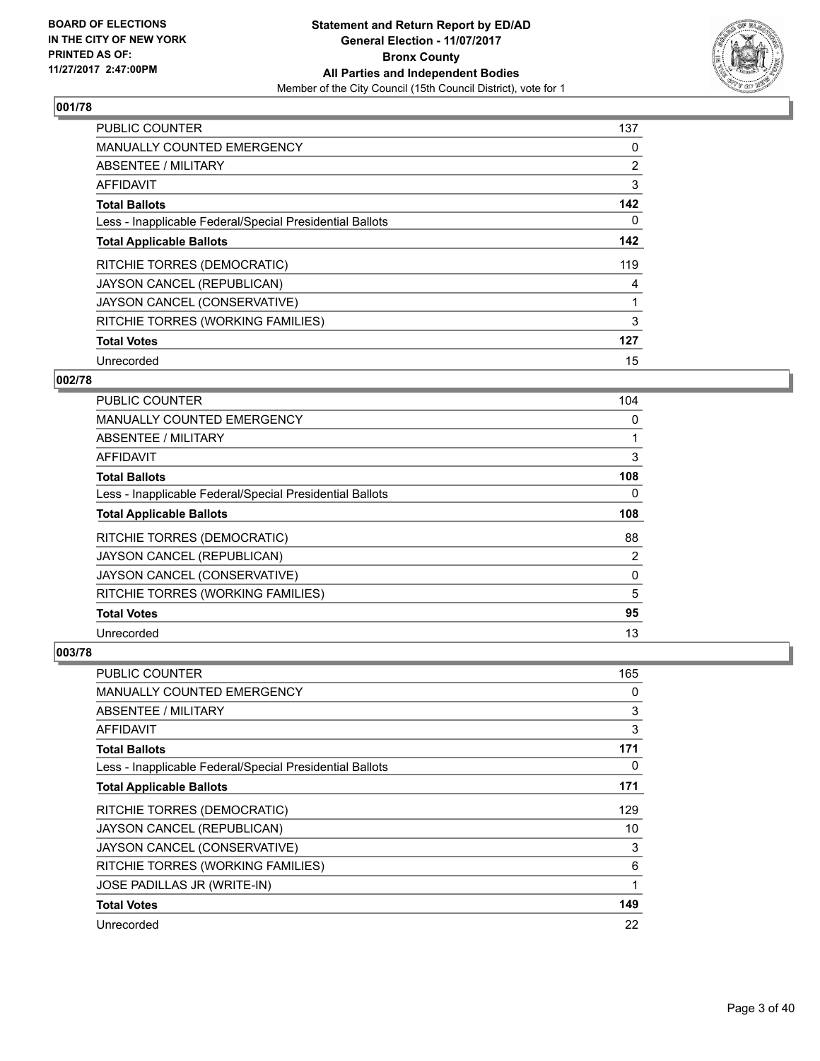**BOARD OF ELECTIONS IN THE CITY OF NEW YORK PRINTED AS OF: 11/27/2017 2:47:00PM**

**Statement and Return Report by ED/AD General Election - 11/07/2017 Bronx County All Parties and Independent Bodies**

Member of the City Council (15th Council District), vote for 1

### 001/78

| | |
|---|---|
| PUBLIC COUNTER | 137 |
| MANUALLY COUNTED EMERGENCY | 0 |
| ABSENTEE / MILITARY | 2 |
| AFFIDAVIT | 3 |
| **Total Ballots** | **142** |
| Less - Inapplicable Federal/Special Presidential Ballots | 0 |
| **Total Applicable Ballots** | **142** |
| RITCHIE TORRES (DEMOCRATIC) | 119 |
| JAYSON CANCEL (REPUBLICAN) | 4 |
| JAYSON CANCEL (CONSERVATIVE) | 1 |
| RITCHIE TORRES (WORKING FAMILIES) | 3 |
| **Total Votes** | **127** |
| Unrecorded | 15 |

### 002/78

| | |
|---|---|
| PUBLIC COUNTER | 104 |
| MANUALLY COUNTED EMERGENCY | 0 |
| ABSENTEE / MILITARY | 1 |
| AFFIDAVIT | 3 |
| **Total Ballots** | **108** |
| Less - Inapplicable Federal/Special Presidential Ballots | 0 |
| **Total Applicable Ballots** | **108** |
| RITCHIE TORRES (DEMOCRATIC) | 88 |
| JAYSON CANCEL (REPUBLICAN) | 2 |
| JAYSON CANCEL (CONSERVATIVE) | 0 |
| RITCHIE TORRES (WORKING FAMILIES) | 5 |
| **Total Votes** | **95** |
| Unrecorded | 13 |

### 003/78

| | |
|---|---|
| PUBLIC COUNTER | 165 |
| MANUALLY COUNTED EMERGENCY | 0 |
| ABSENTEE / MILITARY | 3 |
| AFFIDAVIT | 3 |
| **Total Ballots** | **171** |
| Less - Inapplicable Federal/Special Presidential Ballots | 0 |
| **Total Applicable Ballots** | **171** |
| RITCHIE TORRES (DEMOCRATIC) | 129 |
| JAYSON CANCEL (REPUBLICAN) | 10 |
| JAYSON CANCEL (CONSERVATIVE) | 3 |
| RITCHIE TORRES (WORKING FAMILIES) | 6 |
| JOSE PADILLAS JR (WRITE-IN) | 1 |
| **Total Votes** | **149** |
| Unrecorded | 22 |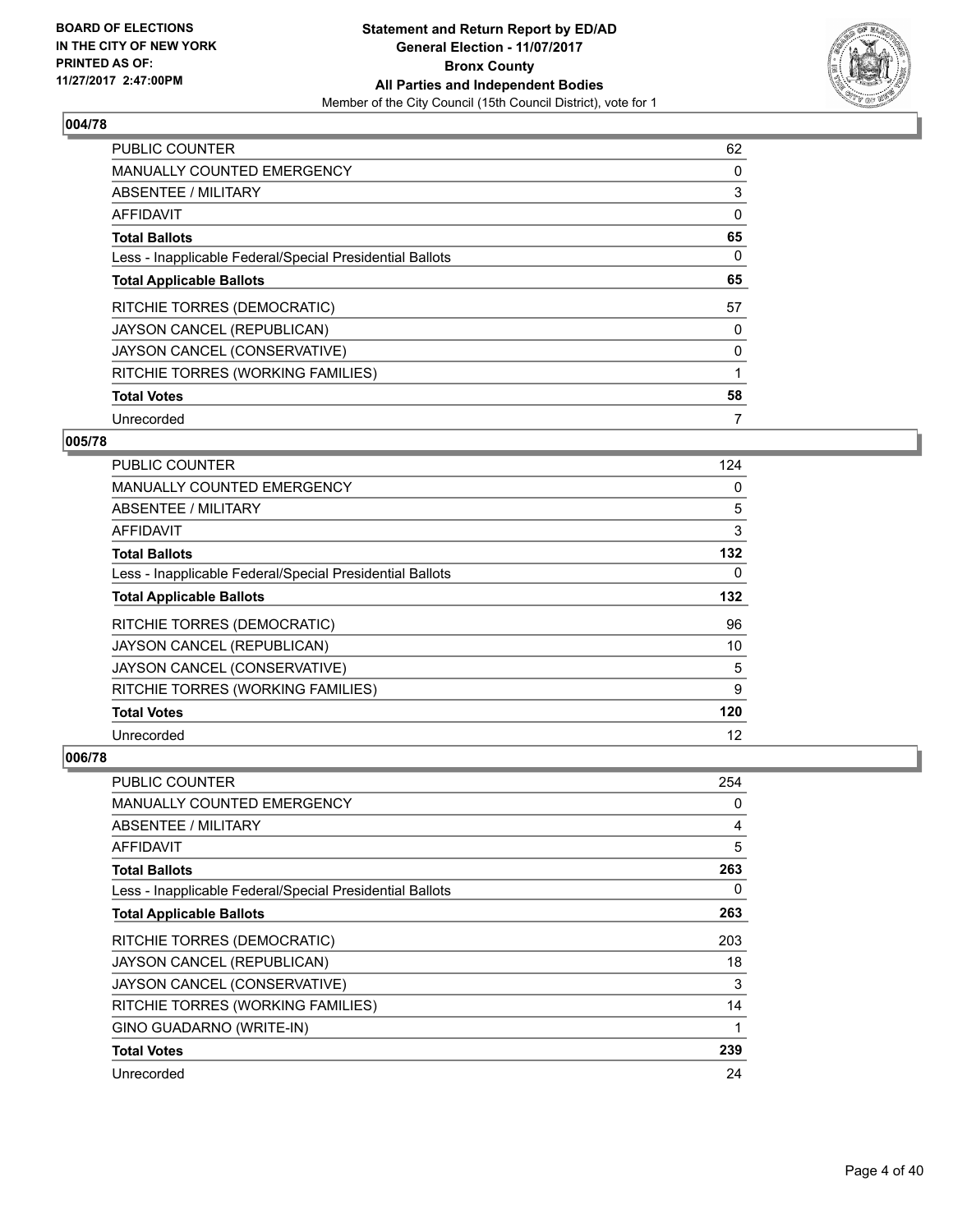### 004/78

| | |
|---|---|
| PUBLIC COUNTER | 62 |
| MANUALLY COUNTED EMERGENCY | 0 |
| ABSENTEE / MILITARY | 3 |
| AFFIDAVIT | 0 |
| **Total Ballots** | **65** |
| Less - Inapplicable Federal/Special Presidential Ballots | 0 |
| **Total Applicable Ballots** | **65** |
| RITCHIE TORRES (DEMOCRATIC) | 57 |
| JAYSON CANCEL (REPUBLICAN) | 0 |
| JAYSON CANCEL (CONSERVATIVE) | 0 |
| RITCHIE TORRES (WORKING FAMILIES) | 1 |
| **Total Votes** | **58** |
| Unrecorded | 7 |

### 005/78

| | |
|---|---|
| PUBLIC COUNTER | 124 |
| MANUALLY COUNTED EMERGENCY | 0 |
| ABSENTEE / MILITARY | 5 |
| AFFIDAVIT | 3 |
| **Total Ballots** | **132** |
| Less - Inapplicable Federal/Special Presidential Ballots | 0 |
| **Total Applicable Ballots** | **132** |
| RITCHIE TORRES (DEMOCRATIC) | 96 |
| JAYSON CANCEL (REPUBLICAN) | 10 |
| JAYSON CANCEL (CONSERVATIVE) | 5 |
| RITCHIE TORRES (WORKING FAMILIES) | 9 |
| **Total Votes** | **120** |
| Unrecorded | 12 |

### 006/78

| | |
|---|---|
| PUBLIC COUNTER | 254 |
| MANUALLY COUNTED EMERGENCY | 0 |
| ABSENTEE / MILITARY | 4 |
| AFFIDAVIT | 5 |
| **Total Ballots** | **263** |
| Less - Inapplicable Federal/Special Presidential Ballots | 0 |
| **Total Applicable Ballots** | **263** |
| RITCHIE TORRES (DEMOCRATIC) | 203 |
| JAYSON CANCEL (REPUBLICAN) | 18 |
| JAYSON CANCEL (CONSERVATIVE) | 3 |
| RITCHIE TORRES (WORKING FAMILIES) | 14 |
| GINO GUADARNO (WRITE-IN) | 1 |
| **Total Votes** | **239** |
| Unrecorded | 24 |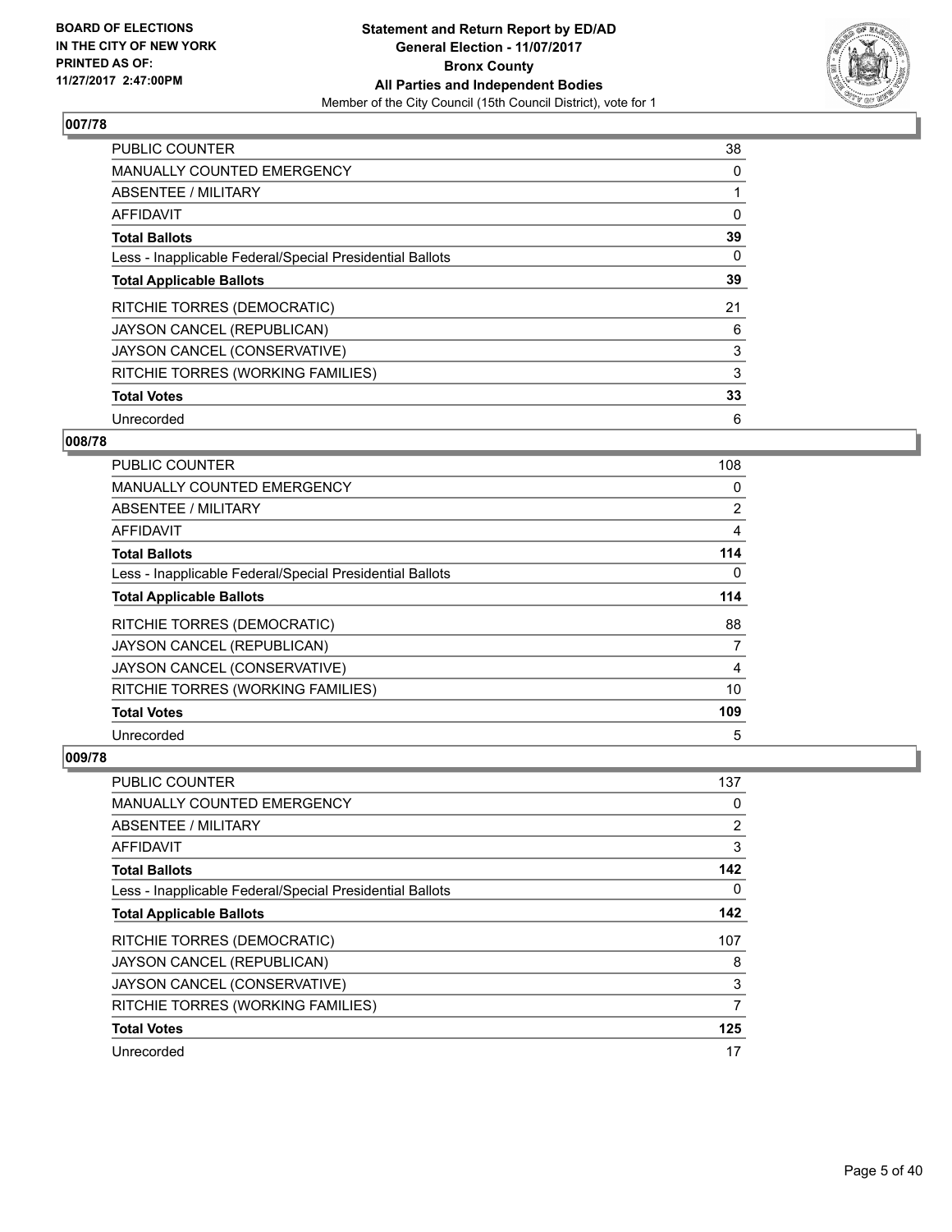**BOARD OF ELECTIONS IN THE CITY OF NEW YORK PRINTED AS OF: 11/27/2017 2:47:00PM**

**Statement and Return Report by ED/AD**
**General Election - 11/07/2017**
**Bronx County**
**All Parties and Independent Bodies**
Member of the City Council (15th Council District), vote for 1

### 007/78

| | |
|---|---|
| PUBLIC COUNTER | 38 |
| MANUALLY COUNTED EMERGENCY | 0 |
| ABSENTEE / MILITARY | 1 |
| AFFIDAVIT | 0 |
| **Total Ballots** | **39** |
| Less - Inapplicable Federal/Special Presidential Ballots | 0 |
| **Total Applicable Ballots** | **39** |
| RITCHIE TORRES (DEMOCRATIC) | 21 |
| JAYSON CANCEL (REPUBLICAN) | 6 |
| JAYSON CANCEL (CONSERVATIVE) | 3 |
| RITCHIE TORRES (WORKING FAMILIES) | 3 |
| **Total Votes** | **33** |
| Unrecorded | 6 |

### 008/78

| | |
|---|---|
| PUBLIC COUNTER | 108 |
| MANUALLY COUNTED EMERGENCY | 0 |
| ABSENTEE / MILITARY | 2 |
| AFFIDAVIT | 4 |
| **Total Ballots** | **114** |
| Less - Inapplicable Federal/Special Presidential Ballots | 0 |
| **Total Applicable Ballots** | **114** |
| RITCHIE TORRES (DEMOCRATIC) | 88 |
| JAYSON CANCEL (REPUBLICAN) | 7 |
| JAYSON CANCEL (CONSERVATIVE) | 4 |
| RITCHIE TORRES (WORKING FAMILIES) | 10 |
| **Total Votes** | **109** |
| Unrecorded | 5 |

### 009/78

| | |
|---|---|
| PUBLIC COUNTER | 137 |
| MANUALLY COUNTED EMERGENCY | 0 |
| ABSENTEE / MILITARY | 2 |
| AFFIDAVIT | 3 |
| **Total Ballots** | **142** |
| Less - Inapplicable Federal/Special Presidential Ballots | 0 |
| **Total Applicable Ballots** | **142** |
| RITCHIE TORRES (DEMOCRATIC) | 107 |
| JAYSON CANCEL (REPUBLICAN) | 8 |
| JAYSON CANCEL (CONSERVATIVE) | 3 |
| RITCHIE TORRES (WORKING FAMILIES) | 7 |
| **Total Votes** | **125** |
| Unrecorded | 17 |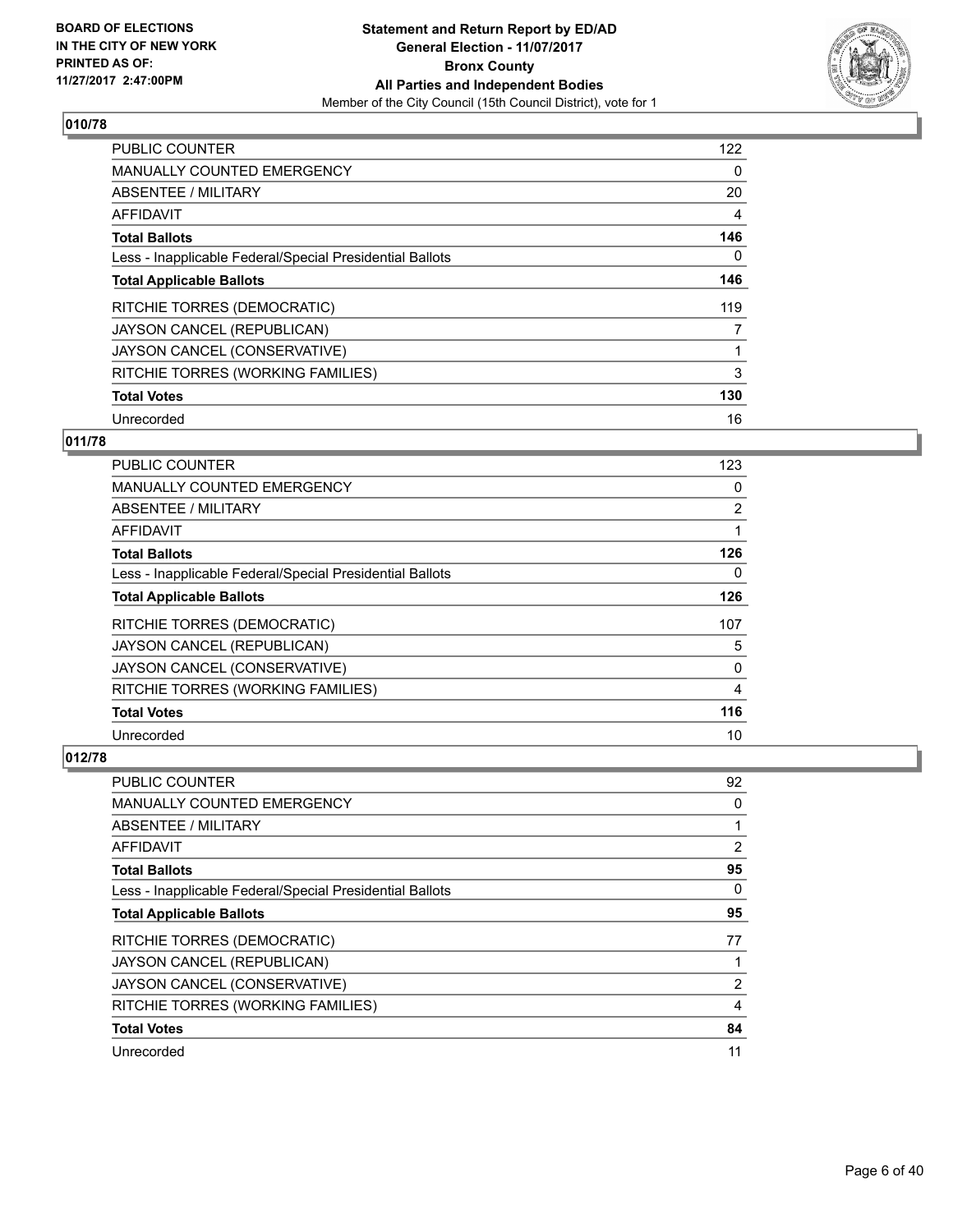## 010/78

| | |
|---|---|
| PUBLIC COUNTER | 122 |
| MANUALLY COUNTED EMERGENCY | 0 |
| ABSENTEE / MILITARY | 20 |
| AFFIDAVIT | 4 |
| **Total Ballots** | **146** |
| Less - Inapplicable Federal/Special Presidential Ballots | 0 |
| **Total Applicable Ballots** | **146** |
| RITCHIE TORRES (DEMOCRATIC) | 119 |
| JAYSON CANCEL (REPUBLICAN) | 7 |
| JAYSON CANCEL (CONSERVATIVE) | 1 |
| RITCHIE TORRES (WORKING FAMILIES) | 3 |
| **Total Votes** | **130** |
| Unrecorded | 16 |

## 011/78

| | |
|---|---|
| PUBLIC COUNTER | 123 |
| MANUALLY COUNTED EMERGENCY | 0 |
| ABSENTEE / MILITARY | 2 |
| AFFIDAVIT | 1 |
| **Total Ballots** | **126** |
| Less - Inapplicable Federal/Special Presidential Ballots | 0 |
| **Total Applicable Ballots** | **126** |
| RITCHIE TORRES (DEMOCRATIC) | 107 |
| JAYSON CANCEL (REPUBLICAN) | 5 |
| JAYSON CANCEL (CONSERVATIVE) | 0 |
| RITCHIE TORRES (WORKING FAMILIES) | 4 |
| **Total Votes** | **116** |
| Unrecorded | 10 |

## 012/78

| | |
|---|---|
| PUBLIC COUNTER | 92 |
| MANUALLY COUNTED EMERGENCY | 0 |
| ABSENTEE / MILITARY | 1 |
| AFFIDAVIT | 2 |
| **Total Ballots** | **95** |
| Less - Inapplicable Federal/Special Presidential Ballots | 0 |
| **Total Applicable Ballots** | **95** |
| RITCHIE TORRES (DEMOCRATIC) | 77 |
| JAYSON CANCEL (REPUBLICAN) | 1 |
| JAYSON CANCEL (CONSERVATIVE) | 2 |
| RITCHIE TORRES (WORKING FAMILIES) | 4 |
| **Total Votes** | **84** |
| Unrecorded | 11 |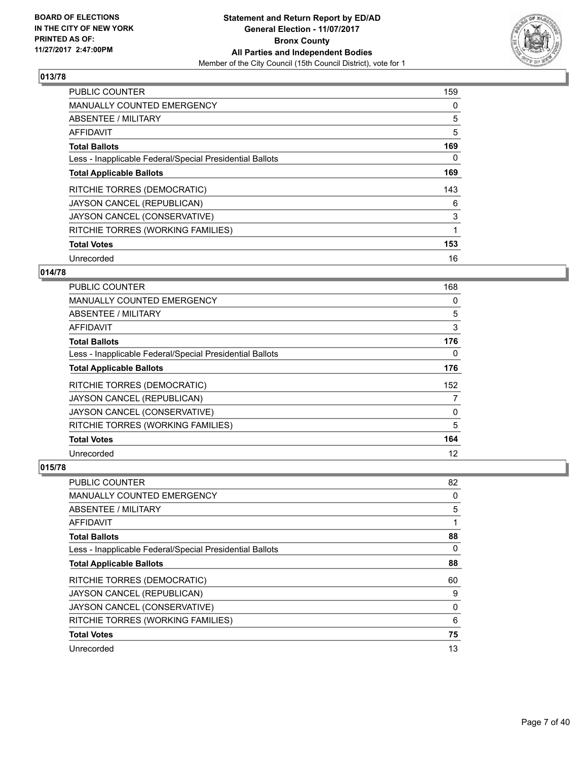**Statement and Return Report by ED/AD**
**General Election - 11/07/2017**
**Bronx County**
**All Parties and Independent Bodies**
Member of the City Council (15th Council District), vote for 1

BOARD OF ELECTIONS
IN THE CITY OF NEW YORK
PRINTED AS OF:
11/27/2017 2:47:00PM

## 013/78

| | |
|---|---|
| PUBLIC COUNTER | 159 |
| MANUALLY COUNTED EMERGENCY | 0 |
| ABSENTEE / MILITARY | 5 |
| AFFIDAVIT | 5 |
| **Total Ballots** | **169** |
| Less - Inapplicable Federal/Special Presidential Ballots | 0 |
| **Total Applicable Ballots** | **169** |
| RITCHIE TORRES (DEMOCRATIC) | 143 |
| JAYSON CANCEL (REPUBLICAN) | 6 |
| JAYSON CANCEL (CONSERVATIVE) | 3 |
| RITCHIE TORRES (WORKING FAMILIES) | 1 |
| **Total Votes** | **153** |
| Unrecorded | 16 |

## 014/78

| | |
|---|---|
| PUBLIC COUNTER | 168 |
| MANUALLY COUNTED EMERGENCY | 0 |
| ABSENTEE / MILITARY | 5 |
| AFFIDAVIT | 3 |
| **Total Ballots** | **176** |
| Less - Inapplicable Federal/Special Presidential Ballots | 0 |
| **Total Applicable Ballots** | **176** |
| RITCHIE TORRES (DEMOCRATIC) | 152 |
| JAYSON CANCEL (REPUBLICAN) | 7 |
| JAYSON CANCEL (CONSERVATIVE) | 0 |
| RITCHIE TORRES (WORKING FAMILIES) | 5 |
| **Total Votes** | **164** |
| Unrecorded | 12 |

## 015/78

| | |
|---|---|
| PUBLIC COUNTER | 82 |
| MANUALLY COUNTED EMERGENCY | 0 |
| ABSENTEE / MILITARY | 5 |
| AFFIDAVIT | 1 |
| **Total Ballots** | **88** |
| Less - Inapplicable Federal/Special Presidential Ballots | 0 |
| **Total Applicable Ballots** | **88** |
| RITCHIE TORRES (DEMOCRATIC) | 60 |
| JAYSON CANCEL (REPUBLICAN) | 9 |
| JAYSON CANCEL (CONSERVATIVE) | 0 |
| RITCHIE TORRES (WORKING FAMILIES) | 6 |
| **Total Votes** | **75** |
| Unrecorded | 13 |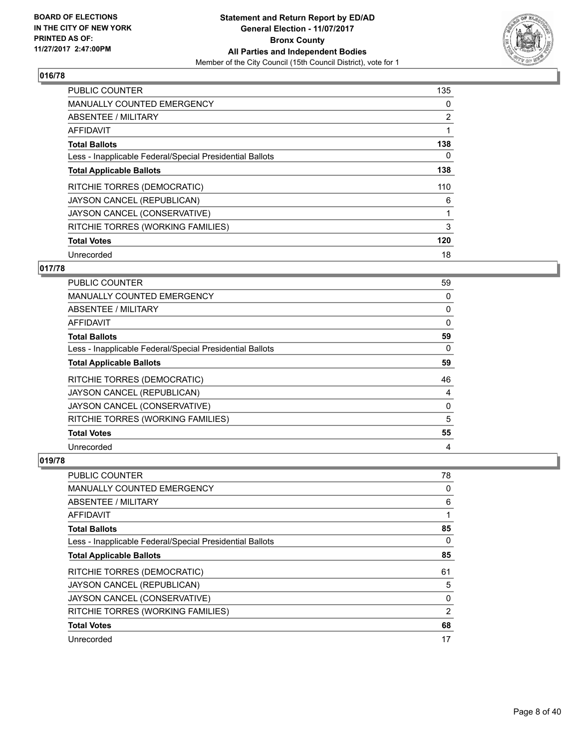BOARD OF ELECTIONS
IN THE CITY OF NEW YORK
PRINTED AS OF:
11/27/2017 2:47:00PM

**Statement and Return Report by ED/AD**
**General Election - 11/07/2017**
**Bronx County**
**All Parties and Independent Bodies**
Member of the City Council (15th Council District), vote for 1

### 016/78

| | |
|---|---|
| PUBLIC COUNTER | 135 |
| MANUALLY COUNTED EMERGENCY | 0 |
| ABSENTEE / MILITARY | 2 |
| AFFIDAVIT | 1 |
| **Total Ballots** | **138** |
| Less - Inapplicable Federal/Special Presidential Ballots | 0 |
| **Total Applicable Ballots** | **138** |
| RITCHIE TORRES (DEMOCRATIC) | 110 |
| JAYSON CANCEL (REPUBLICAN) | 6 |
| JAYSON CANCEL (CONSERVATIVE) | 1 |
| RITCHIE TORRES (WORKING FAMILIES) | 3 |
| **Total Votes** | **120** |
| Unrecorded | 18 |

### 017/78

| | |
|---|---|
| PUBLIC COUNTER | 59 |
| MANUALLY COUNTED EMERGENCY | 0 |
| ABSENTEE / MILITARY | 0 |
| AFFIDAVIT | 0 |
| **Total Ballots** | **59** |
| Less - Inapplicable Federal/Special Presidential Ballots | 0 |
| **Total Applicable Ballots** | **59** |
| RITCHIE TORRES (DEMOCRATIC) | 46 |
| JAYSON CANCEL (REPUBLICAN) | 4 |
| JAYSON CANCEL (CONSERVATIVE) | 0 |
| RITCHIE TORRES (WORKING FAMILIES) | 5 |
| **Total Votes** | **55** |
| Unrecorded | 4 |

### 019/78

| | |
|---|---|
| PUBLIC COUNTER | 78 |
| MANUALLY COUNTED EMERGENCY | 0 |
| ABSENTEE / MILITARY | 6 |
| AFFIDAVIT | 1 |
| **Total Ballots** | **85** |
| Less - Inapplicable Federal/Special Presidential Ballots | 0 |
| **Total Applicable Ballots** | **85** |
| RITCHIE TORRES (DEMOCRATIC) | 61 |
| JAYSON CANCEL (REPUBLICAN) | 5 |
| JAYSON CANCEL (CONSERVATIVE) | 0 |
| RITCHIE TORRES (WORKING FAMILIES) | 2 |
| **Total Votes** | **68** |
| Unrecorded | 17 |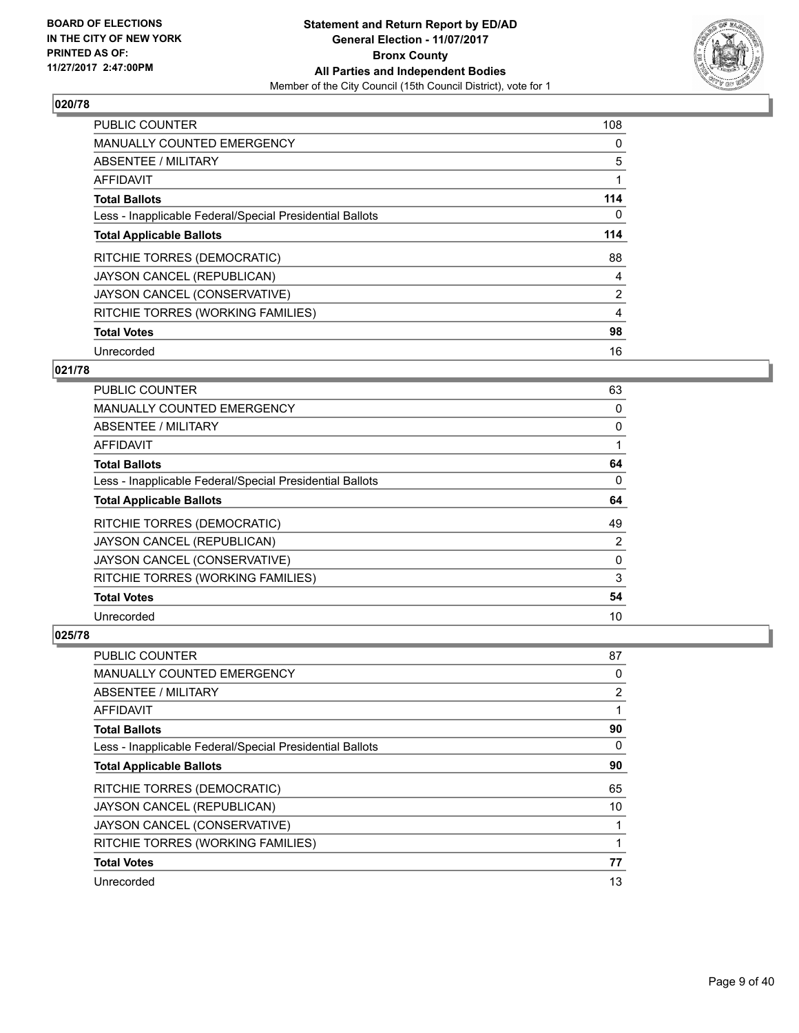## 020/78

| | |
|---|---|
| PUBLIC COUNTER | 108 |
| MANUALLY COUNTED EMERGENCY | 0 |
| ABSENTEE / MILITARY | 5 |
| AFFIDAVIT | 1 |
| **Total Ballots** | **114** |
| Less - Inapplicable Federal/Special Presidential Ballots | 0 |
| **Total Applicable Ballots** | **114** |
| RITCHIE TORRES (DEMOCRATIC) | 88 |
| JAYSON CANCEL (REPUBLICAN) | 4 |
| JAYSON CANCEL (CONSERVATIVE) | 2 |
| RITCHIE TORRES (WORKING FAMILIES) | 4 |
| **Total Votes** | **98** |
| Unrecorded | 16 |

## 021/78

| | |
|---|---|
| PUBLIC COUNTER | 63 |
| MANUALLY COUNTED EMERGENCY | 0 |
| ABSENTEE / MILITARY | 0 |
| AFFIDAVIT | 1 |
| **Total Ballots** | **64** |
| Less - Inapplicable Federal/Special Presidential Ballots | 0 |
| **Total Applicable Ballots** | **64** |
| RITCHIE TORRES (DEMOCRATIC) | 49 |
| JAYSON CANCEL (REPUBLICAN) | 2 |
| JAYSON CANCEL (CONSERVATIVE) | 0 |
| RITCHIE TORRES (WORKING FAMILIES) | 3 |
| **Total Votes** | **54** |
| Unrecorded | 10 |

## 025/78

| | |
|---|---|
| PUBLIC COUNTER | 87 |
| MANUALLY COUNTED EMERGENCY | 0 |
| ABSENTEE / MILITARY | 2 |
| AFFIDAVIT | 1 |
| **Total Ballots** | **90** |
| Less - Inapplicable Federal/Special Presidential Ballots | 0 |
| **Total Applicable Ballots** | **90** |
| RITCHIE TORRES (DEMOCRATIC) | 65 |
| JAYSON CANCEL (REPUBLICAN) | 10 |
| JAYSON CANCEL (CONSERVATIVE) | 1 |
| RITCHIE TORRES (WORKING FAMILIES) | 1 |
| **Total Votes** | **77** |
| Unrecorded | 13 |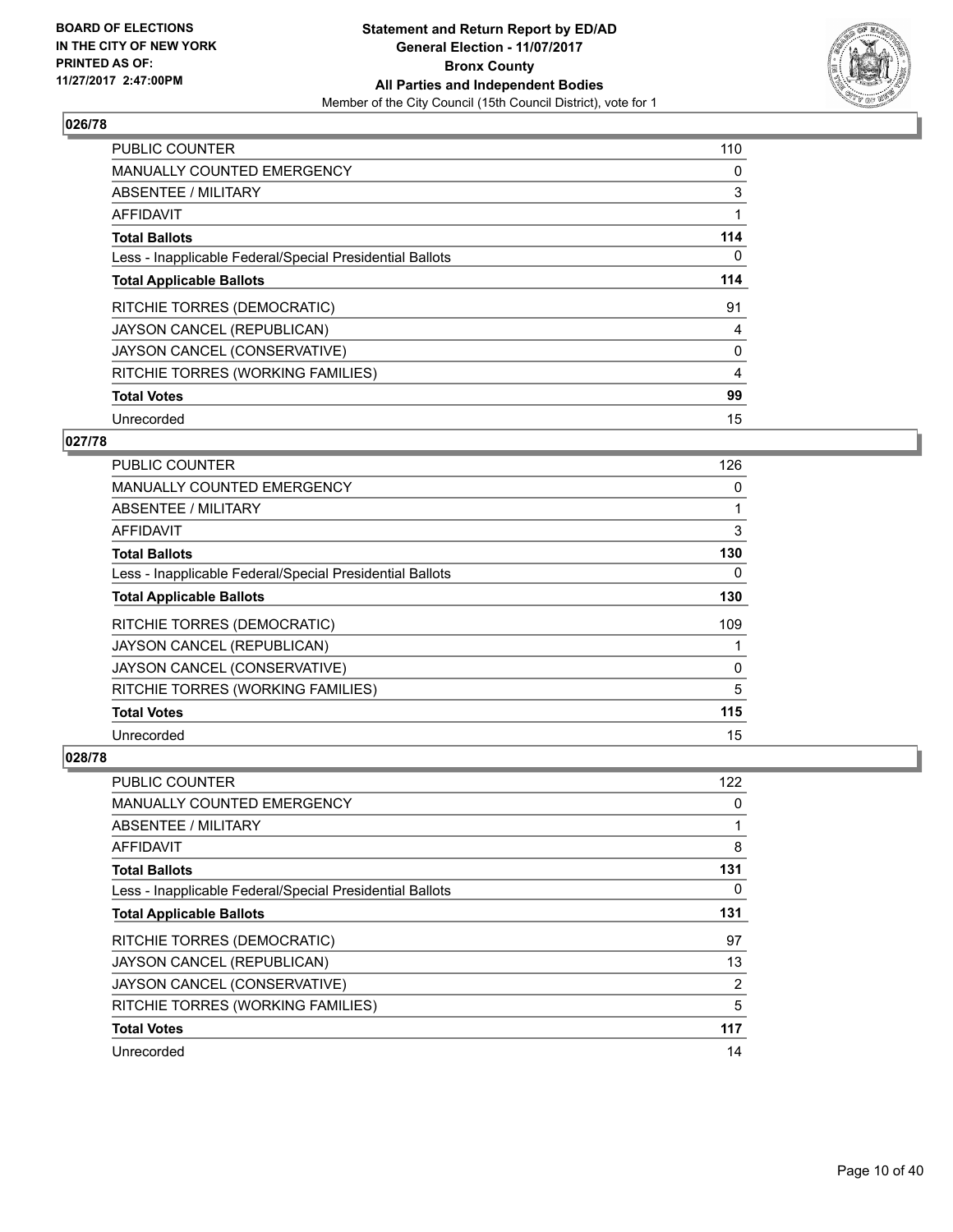**Statement and Return Report by ED/AD**
**General Election - 11/07/2017**
**Bronx County**
**All Parties and Independent Bodies**
Member of the City Council (15th Council District), vote for 1

BOARD OF ELECTIONS
IN THE CITY OF NEW YORK
PRINTED AS OF:
11/27/2017 2:47:00PM

### 026/78

| | |
|---|---|
| PUBLIC COUNTER | 110 |
| MANUALLY COUNTED EMERGENCY | 0 |
| ABSENTEE / MILITARY | 3 |
| AFFIDAVIT | 1 |
| **Total Ballots** | **114** |
| Less - Inapplicable Federal/Special Presidential Ballots | 0 |
| **Total Applicable Ballots** | **114** |
| RITCHIE TORRES (DEMOCRATIC) | 91 |
| JAYSON CANCEL (REPUBLICAN) | 4 |
| JAYSON CANCEL (CONSERVATIVE) | 0 |
| RITCHIE TORRES (WORKING FAMILIES) | 4 |
| **Total Votes** | **99** |
| Unrecorded | 15 |

### 027/78

| | |
|---|---|
| PUBLIC COUNTER | 126 |
| MANUALLY COUNTED EMERGENCY | 0 |
| ABSENTEE / MILITARY | 1 |
| AFFIDAVIT | 3 |
| **Total Ballots** | **130** |
| Less - Inapplicable Federal/Special Presidential Ballots | 0 |
| **Total Applicable Ballots** | **130** |
| RITCHIE TORRES (DEMOCRATIC) | 109 |
| JAYSON CANCEL (REPUBLICAN) | 1 |
| JAYSON CANCEL (CONSERVATIVE) | 0 |
| RITCHIE TORRES (WORKING FAMILIES) | 5 |
| **Total Votes** | **115** |
| Unrecorded | 15 |

### 028/78

| | |
|---|---|
| PUBLIC COUNTER | 122 |
| MANUALLY COUNTED EMERGENCY | 0 |
| ABSENTEE / MILITARY | 1 |
| AFFIDAVIT | 8 |
| **Total Ballots** | **131** |
| Less - Inapplicable Federal/Special Presidential Ballots | 0 |
| **Total Applicable Ballots** | **131** |
| RITCHIE TORRES (DEMOCRATIC) | 97 |
| JAYSON CANCEL (REPUBLICAN) | 13 |
| JAYSON CANCEL (CONSERVATIVE) | 2 |
| RITCHIE TORRES (WORKING FAMILIES) | 5 |
| **Total Votes** | **117** |
| Unrecorded | 14 |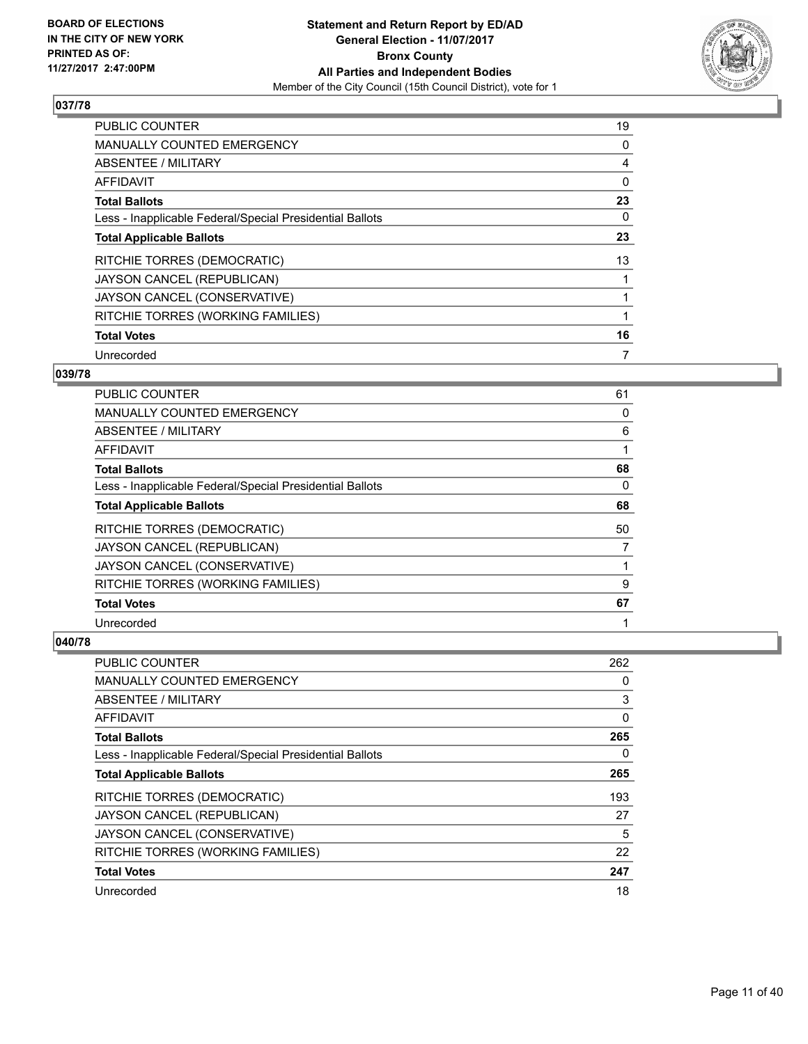**BOARD OF ELECTIONS IN THE CITY OF NEW YORK PRINTED AS OF: 11/27/2017 2:47:00PM**

**Statement and Return Report by ED/AD General Election - 11/07/2017 Bronx County All Parties and Independent Bodies**
Member of the City Council (15th Council District), vote for 1

### 037/78

| | |
|---|---|
| PUBLIC COUNTER | 19 |
| MANUALLY COUNTED EMERGENCY | 0 |
| ABSENTEE / MILITARY | 4 |
| AFFIDAVIT | 0 |
| **Total Ballots** | **23** |
| Less - Inapplicable Federal/Special Presidential Ballots | 0 |
| **Total Applicable Ballots** | **23** |
| RITCHIE TORRES (DEMOCRATIC) | 13 |
| JAYSON CANCEL (REPUBLICAN) | 1 |
| JAYSON CANCEL (CONSERVATIVE) | 1 |
| RITCHIE TORRES (WORKING FAMILIES) | 1 |
| **Total Votes** | **16** |
| Unrecorded | 7 |

### 039/78

| | |
|---|---|
| PUBLIC COUNTER | 61 |
| MANUALLY COUNTED EMERGENCY | 0 |
| ABSENTEE / MILITARY | 6 |
| AFFIDAVIT | 1 |
| **Total Ballots** | **68** |
| Less - Inapplicable Federal/Special Presidential Ballots | 0 |
| **Total Applicable Ballots** | **68** |
| RITCHIE TORRES (DEMOCRATIC) | 50 |
| JAYSON CANCEL (REPUBLICAN) | 7 |
| JAYSON CANCEL (CONSERVATIVE) | 1 |
| RITCHIE TORRES (WORKING FAMILIES) | 9 |
| **Total Votes** | **67** |
| Unrecorded | 1 |

### 040/78

| | |
|---|---|
| PUBLIC COUNTER | 262 |
| MANUALLY COUNTED EMERGENCY | 0 |
| ABSENTEE / MILITARY | 3 |
| AFFIDAVIT | 0 |
| **Total Ballots** | **265** |
| Less - Inapplicable Federal/Special Presidential Ballots | 0 |
| **Total Applicable Ballots** | **265** |
| RITCHIE TORRES (DEMOCRATIC) | 193 |
| JAYSON CANCEL (REPUBLICAN) | 27 |
| JAYSON CANCEL (CONSERVATIVE) | 5 |
| RITCHIE TORRES (WORKING FAMILIES) | 22 |
| **Total Votes** | **247** |
| Unrecorded | 18 |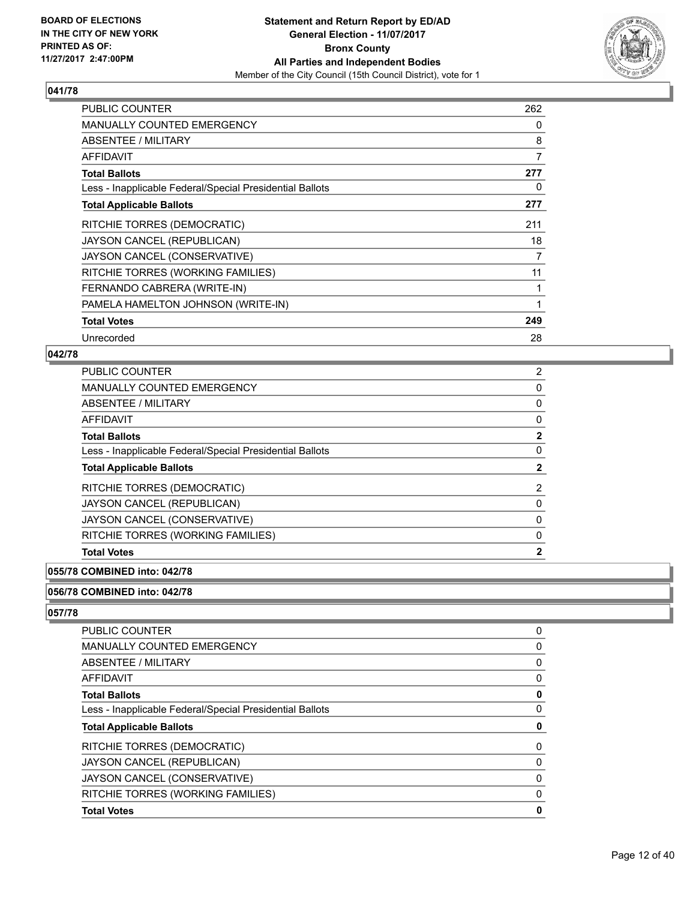**BOARD OF ELECTIONS IN THE CITY OF NEW YORK PRINTED AS OF: 11/27/2017 2:47:00PM**

**Statement and Return Report by ED/AD**
**General Election - 11/07/2017**
**Bronx County**
**All Parties and Independent Bodies**
Member of the City Council (15th Council District), vote for 1

### 041/78

| | |
|---|---|
| PUBLIC COUNTER | 262 |
| MANUALLY COUNTED EMERGENCY | 0 |
| ABSENTEE / MILITARY | 8 |
| AFFIDAVIT | 7 |
| **Total Ballots** | **277** |
| Less - Inapplicable Federal/Special Presidential Ballots | 0 |
| **Total Applicable Ballots** | **277** |
| RITCHIE TORRES (DEMOCRATIC) | 211 |
| JAYSON CANCEL (REPUBLICAN) | 18 |
| JAYSON CANCEL (CONSERVATIVE) | 7 |
| RITCHIE TORRES (WORKING FAMILIES) | 11 |
| FERNANDO CABRERA (WRITE-IN) | 1 |
| PAMELA HAMELTON JOHNSON (WRITE-IN) | 1 |
| **Total Votes** | **249** |
| Unrecorded | 28 |

### 042/78

| | |
|---|---|
| PUBLIC COUNTER | 2 |
| MANUALLY COUNTED EMERGENCY | 0 |
| ABSENTEE / MILITARY | 0 |
| AFFIDAVIT | 0 |
| **Total Ballots** | **2** |
| Less - Inapplicable Federal/Special Presidential Ballots | 0 |
| **Total Applicable Ballots** | **2** |
| RITCHIE TORRES (DEMOCRATIC) | 2 |
| JAYSON CANCEL (REPUBLICAN) | 0 |
| JAYSON CANCEL (CONSERVATIVE) | 0 |
| RITCHIE TORRES (WORKING FAMILIES) | 0 |
| **Total Votes** | **2** |

### 055/78 COMBINED into: 042/78

### 056/78 COMBINED into: 042/78

### 057/78

| | |
|---|---|
| PUBLIC COUNTER | 0 |
| MANUALLY COUNTED EMERGENCY | 0 |
| ABSENTEE / MILITARY | 0 |
| AFFIDAVIT | 0 |
| **Total Ballots** | **0** |
| Less - Inapplicable Federal/Special Presidential Ballots | 0 |
| **Total Applicable Ballots** | **0** |
| RITCHIE TORRES (DEMOCRATIC) | 0 |
| JAYSON CANCEL (REPUBLICAN) | 0 |
| JAYSON CANCEL (CONSERVATIVE) | 0 |
| RITCHIE TORRES (WORKING FAMILIES) | 0 |
| **Total Votes** | **0** |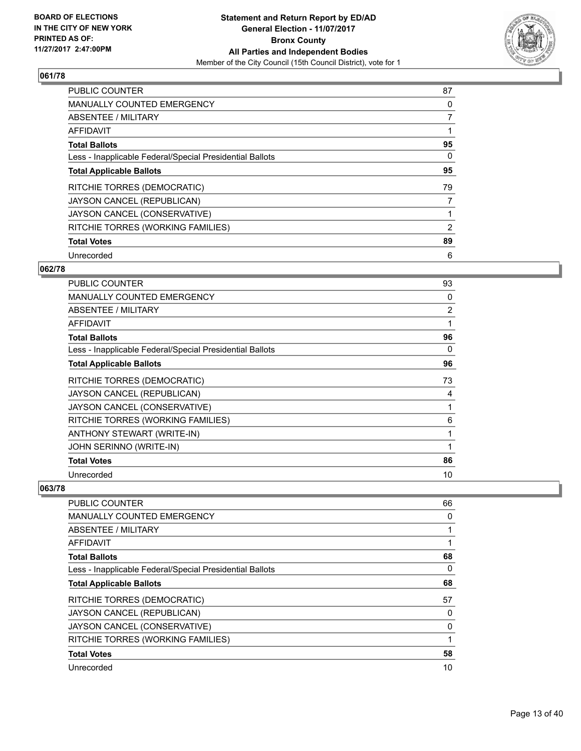**Statement and Return Report by ED/AD**
**General Election - 11/07/2017**
**Bronx County**
**All Parties and Independent Bodies**
Member of the City Council (15th Council District), vote for 1

BOARD OF ELECTIONS
IN THE CITY OF NEW YORK
PRINTED AS OF:
11/27/2017 2:47:00PM

### 061/78

| | |
|---|---|
| PUBLIC COUNTER | 87 |
| MANUALLY COUNTED EMERGENCY | 0 |
| ABSENTEE / MILITARY | 7 |
| AFFIDAVIT | 1 |
| **Total Ballots** | **95** |
| Less - Inapplicable Federal/Special Presidential Ballots | 0 |
| **Total Applicable Ballots** | **95** |
| RITCHIE TORRES (DEMOCRATIC) | 79 |
| JAYSON CANCEL (REPUBLICAN) | 7 |
| JAYSON CANCEL (CONSERVATIVE) | 1 |
| RITCHIE TORRES (WORKING FAMILIES) | 2 |
| **Total Votes** | **89** |
| Unrecorded | 6 |

### 062/78

| | |
|---|---|
| PUBLIC COUNTER | 93 |
| MANUALLY COUNTED EMERGENCY | 0 |
| ABSENTEE / MILITARY | 2 |
| AFFIDAVIT | 1 |
| **Total Ballots** | **96** |
| Less - Inapplicable Federal/Special Presidential Ballots | 0 |
| **Total Applicable Ballots** | **96** |
| RITCHIE TORRES (DEMOCRATIC) | 73 |
| JAYSON CANCEL (REPUBLICAN) | 4 |
| JAYSON CANCEL (CONSERVATIVE) | 1 |
| RITCHIE TORRES (WORKING FAMILIES) | 6 |
| ANTHONY STEWART (WRITE-IN) | 1 |
| JOHN SERINNO (WRITE-IN) | 1 |
| **Total Votes** | **86** |
| Unrecorded | 10 |

### 063/78

| | |
|---|---|
| PUBLIC COUNTER | 66 |
| MANUALLY COUNTED EMERGENCY | 0 |
| ABSENTEE / MILITARY | 1 |
| AFFIDAVIT | 1 |
| **Total Ballots** | **68** |
| Less - Inapplicable Federal/Special Presidential Ballots | 0 |
| **Total Applicable Ballots** | **68** |
| RITCHIE TORRES (DEMOCRATIC) | 57 |
| JAYSON CANCEL (REPUBLICAN) | 0 |
| JAYSON CANCEL (CONSERVATIVE) | 0 |
| RITCHIE TORRES (WORKING FAMILIES) | 1 |
| **Total Votes** | **58** |
| Unrecorded | 10 |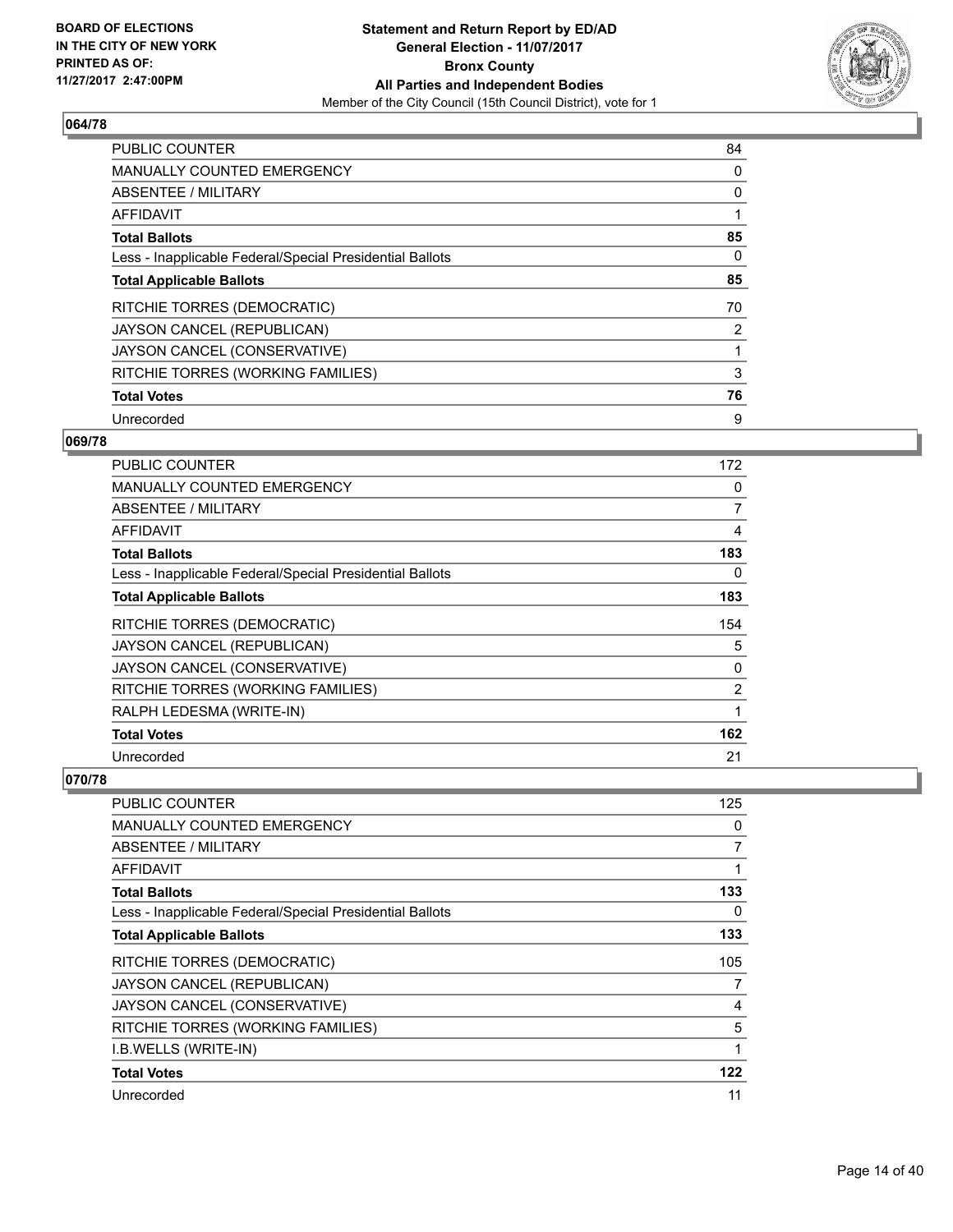## 064/78

| | |
|---|---|
| PUBLIC COUNTER | 84 |
| MANUALLY COUNTED EMERGENCY | 0 |
| ABSENTEE / MILITARY | 0 |
| AFFIDAVIT | 1 |
| **Total Ballots** | **85** |
| Less - Inapplicable Federal/Special Presidential Ballots | 0 |
| **Total Applicable Ballots** | **85** |
| RITCHIE TORRES (DEMOCRATIC) | 70 |
| JAYSON CANCEL (REPUBLICAN) | 2 |
| JAYSON CANCEL (CONSERVATIVE) | 1 |
| RITCHIE TORRES (WORKING FAMILIES) | 3 |
| **Total Votes** | **76** |
| Unrecorded | 9 |

## 069/78

| | |
|---|---|
| PUBLIC COUNTER | 172 |
| MANUALLY COUNTED EMERGENCY | 0 |
| ABSENTEE / MILITARY | 7 |
| AFFIDAVIT | 4 |
| **Total Ballots** | **183** |
| Less - Inapplicable Federal/Special Presidential Ballots | 0 |
| **Total Applicable Ballots** | **183** |
| RITCHIE TORRES (DEMOCRATIC) | 154 |
| JAYSON CANCEL (REPUBLICAN) | 5 |
| JAYSON CANCEL (CONSERVATIVE) | 0 |
| RITCHIE TORRES (WORKING FAMILIES) | 2 |
| RALPH LEDESMA (WRITE-IN) | 1 |
| **Total Votes** | **162** |
| Unrecorded | 21 |

## 070/78

| | |
|---|---|
| PUBLIC COUNTER | 125 |
| MANUALLY COUNTED EMERGENCY | 0 |
| ABSENTEE / MILITARY | 7 |
| AFFIDAVIT | 1 |
| **Total Ballots** | **133** |
| Less - Inapplicable Federal/Special Presidential Ballots | 0 |
| **Total Applicable Ballots** | **133** |
| RITCHIE TORRES (DEMOCRATIC) | 105 |
| JAYSON CANCEL (REPUBLICAN) | 7 |
| JAYSON CANCEL (CONSERVATIVE) | 4 |
| RITCHIE TORRES (WORKING FAMILIES) | 5 |
| I.B.WELLS (WRITE-IN) | 1 |
| **Total Votes** | **122** |
| Unrecorded | 11 |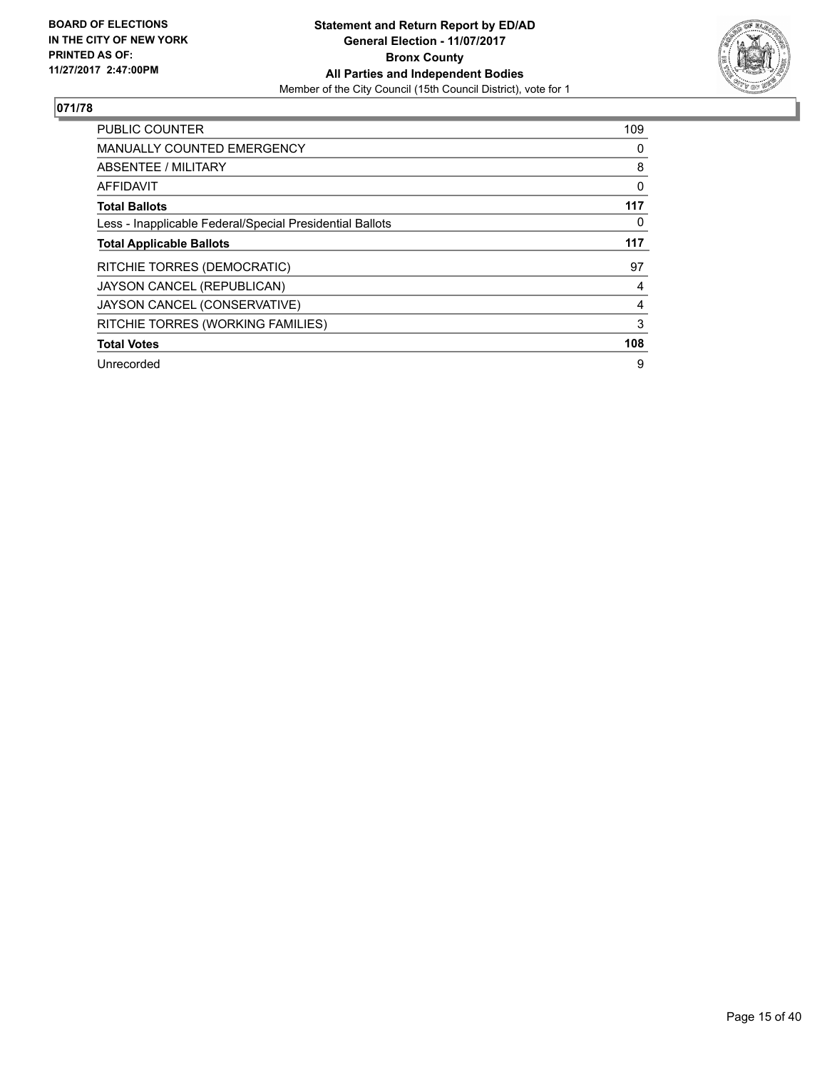**BOARD OF ELECTIONS IN THE CITY OF NEW YORK PRINTED AS OF: 11/27/2017 2:47:00PM**

**Statement and Return Report by ED/AD General Election - 11/07/2017 Bronx County All Parties and Independent Bodies**

Member of the City Council (15th Council District), vote for 1

## 071/78

| | |
|---|---|
| PUBLIC COUNTER | 109 |
| MANUALLY COUNTED EMERGENCY | 0 |
| ABSENTEE / MILITARY | 8 |
| AFFIDAVIT | 0 |
| **Total Ballots** | **117** |
| Less - Inapplicable Federal/Special Presidential Ballots | 0 |
| **Total Applicable Ballots** | **117** |
| RITCHIE TORRES (DEMOCRATIC) | 97 |
| JAYSON CANCEL (REPUBLICAN) | 4 |
| JAYSON CANCEL (CONSERVATIVE) | 4 |
| RITCHIE TORRES (WORKING FAMILIES) | 3 |
| **Total Votes** | **108** |
| Unrecorded | 9 |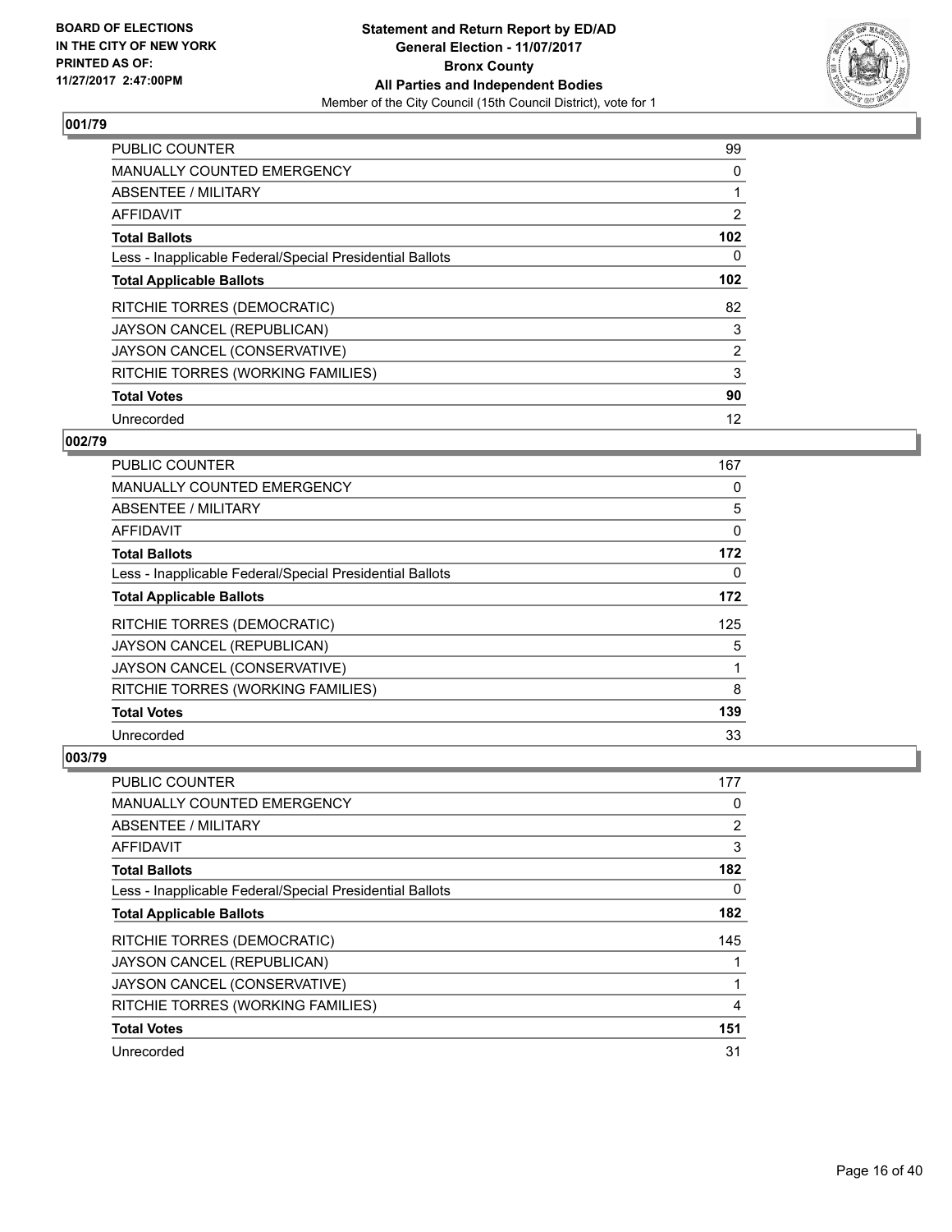**Statement and Return Report by ED/AD**
**General Election - 11/07/2017**
**Bronx County**
**All Parties and Independent Bodies**
Member of the City Council (15th Council District), vote for 1

BOARD OF ELECTIONS
IN THE CITY OF NEW YORK
PRINTED AS OF:
11/27/2017 2:47:00PM

### 001/79

| | |
|---|---|
| PUBLIC COUNTER | 99 |
| MANUALLY COUNTED EMERGENCY | 0 |
| ABSENTEE / MILITARY | 1 |
| AFFIDAVIT | 2 |
| **Total Ballots** | **102** |
| Less - Inapplicable Federal/Special Presidential Ballots | 0 |
| **Total Applicable Ballots** | **102** |
| RITCHIE TORRES (DEMOCRATIC) | 82 |
| JAYSON CANCEL (REPUBLICAN) | 3 |
| JAYSON CANCEL (CONSERVATIVE) | 2 |
| RITCHIE TORRES (WORKING FAMILIES) | 3 |
| **Total Votes** | **90** |
| Unrecorded | 12 |

### 002/79

| | |
|---|---|
| PUBLIC COUNTER | 167 |
| MANUALLY COUNTED EMERGENCY | 0 |
| ABSENTEE / MILITARY | 5 |
| AFFIDAVIT | 0 |
| **Total Ballots** | **172** |
| Less - Inapplicable Federal/Special Presidential Ballots | 0 |
| **Total Applicable Ballots** | **172** |
| RITCHIE TORRES (DEMOCRATIC) | 125 |
| JAYSON CANCEL (REPUBLICAN) | 5 |
| JAYSON CANCEL (CONSERVATIVE) | 1 |
| RITCHIE TORRES (WORKING FAMILIES) | 8 |
| **Total Votes** | **139** |
| Unrecorded | 33 |

### 003/79

| | |
|---|---|
| PUBLIC COUNTER | 177 |
| MANUALLY COUNTED EMERGENCY | 0 |
| ABSENTEE / MILITARY | 2 |
| AFFIDAVIT | 3 |
| **Total Ballots** | **182** |
| Less - Inapplicable Federal/Special Presidential Ballots | 0 |
| **Total Applicable Ballots** | **182** |
| RITCHIE TORRES (DEMOCRATIC) | 145 |
| JAYSON CANCEL (REPUBLICAN) | 1 |
| JAYSON CANCEL (CONSERVATIVE) | 1 |
| RITCHIE TORRES (WORKING FAMILIES) | 4 |
| **Total Votes** | **151** |
| Unrecorded | 31 |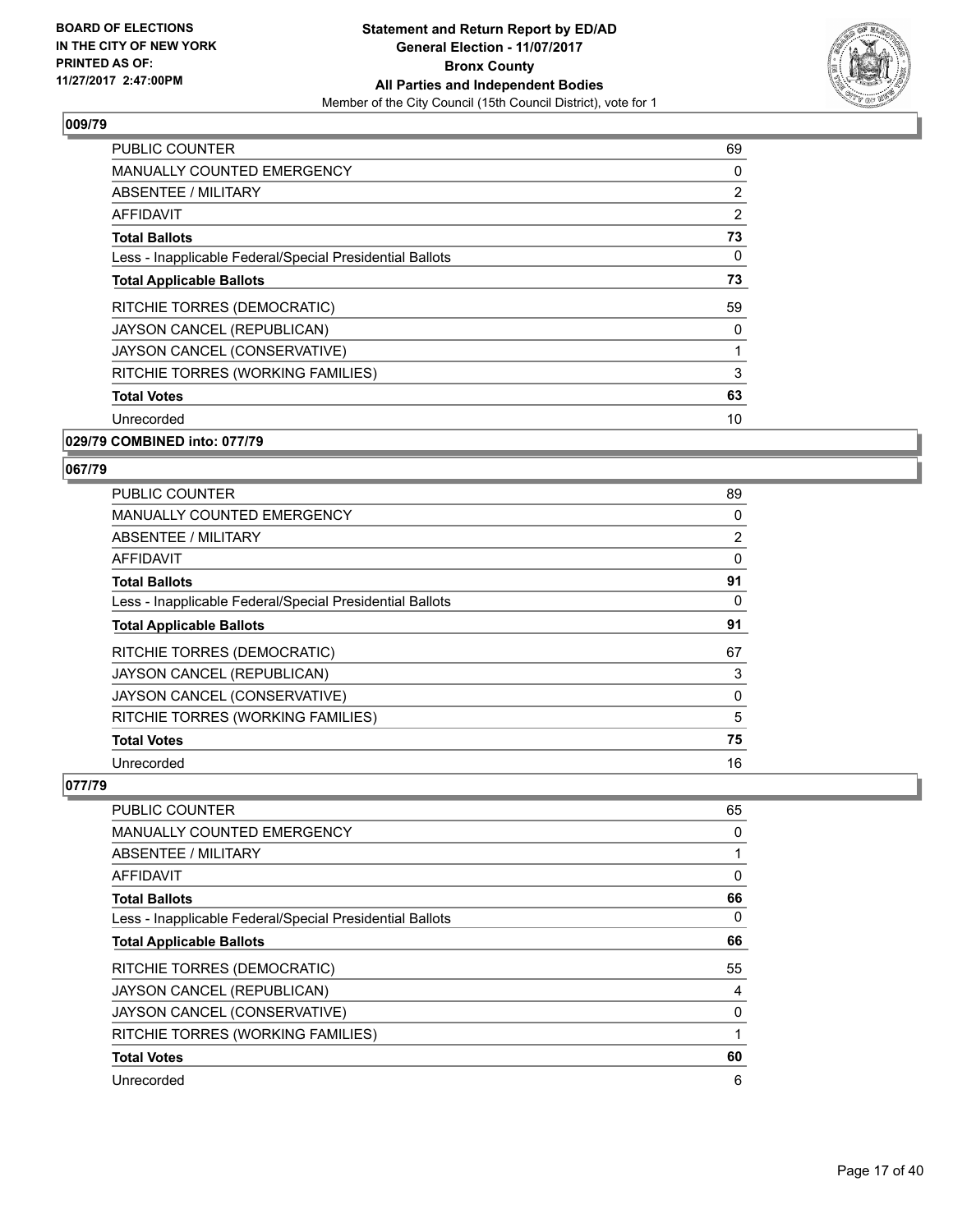**Statement and Return Report by ED/AD**
**General Election - 11/07/2017**
**Bronx County**
**All Parties and Independent Bodies**
Member of the City Council (15th Council District), vote for 1

BOARD OF ELECTIONS
IN THE CITY OF NEW YORK
PRINTED AS OF:
11/27/2017 2:47:00PM

## 009/79

| | |
|---|---|
| PUBLIC COUNTER | 69 |
| MANUALLY COUNTED EMERGENCY | 0 |
| ABSENTEE / MILITARY | 2 |
| AFFIDAVIT | 2 |
| **Total Ballots** | **73** |
| Less - Inapplicable Federal/Special Presidential Ballots | 0 |
| **Total Applicable Ballots** | **73** |
| RITCHIE TORRES (DEMOCRATIC) | 59 |
| JAYSON CANCEL (REPUBLICAN) | 0 |
| JAYSON CANCEL (CONSERVATIVE) | 1 |
| RITCHIE TORRES (WORKING FAMILIES) | 3 |
| **Total Votes** | **63** |
| Unrecorded | 10 |

## 029/79 COMBINED into: 077/79

## 067/79

| | |
|---|---|
| PUBLIC COUNTER | 89 |
| MANUALLY COUNTED EMERGENCY | 0 |
| ABSENTEE / MILITARY | 2 |
| AFFIDAVIT | 0 |
| **Total Ballots** | **91** |
| Less - Inapplicable Federal/Special Presidential Ballots | 0 |
| **Total Applicable Ballots** | **91** |
| RITCHIE TORRES (DEMOCRATIC) | 67 |
| JAYSON CANCEL (REPUBLICAN) | 3 |
| JAYSON CANCEL (CONSERVATIVE) | 0 |
| RITCHIE TORRES (WORKING FAMILIES) | 5 |
| **Total Votes** | **75** |
| Unrecorded | 16 |

## 077/79

| | |
|---|---|
| PUBLIC COUNTER | 65 |
| MANUALLY COUNTED EMERGENCY | 0 |
| ABSENTEE / MILITARY | 1 |
| AFFIDAVIT | 0 |
| **Total Ballots** | **66** |
| Less - Inapplicable Federal/Special Presidential Ballots | 0 |
| **Total Applicable Ballots** | **66** |
| RITCHIE TORRES (DEMOCRATIC) | 55 |
| JAYSON CANCEL (REPUBLICAN) | 4 |
| JAYSON CANCEL (CONSERVATIVE) | 0 |
| RITCHIE TORRES (WORKING FAMILIES) | 1 |
| **Total Votes** | **60** |
| Unrecorded | 6 |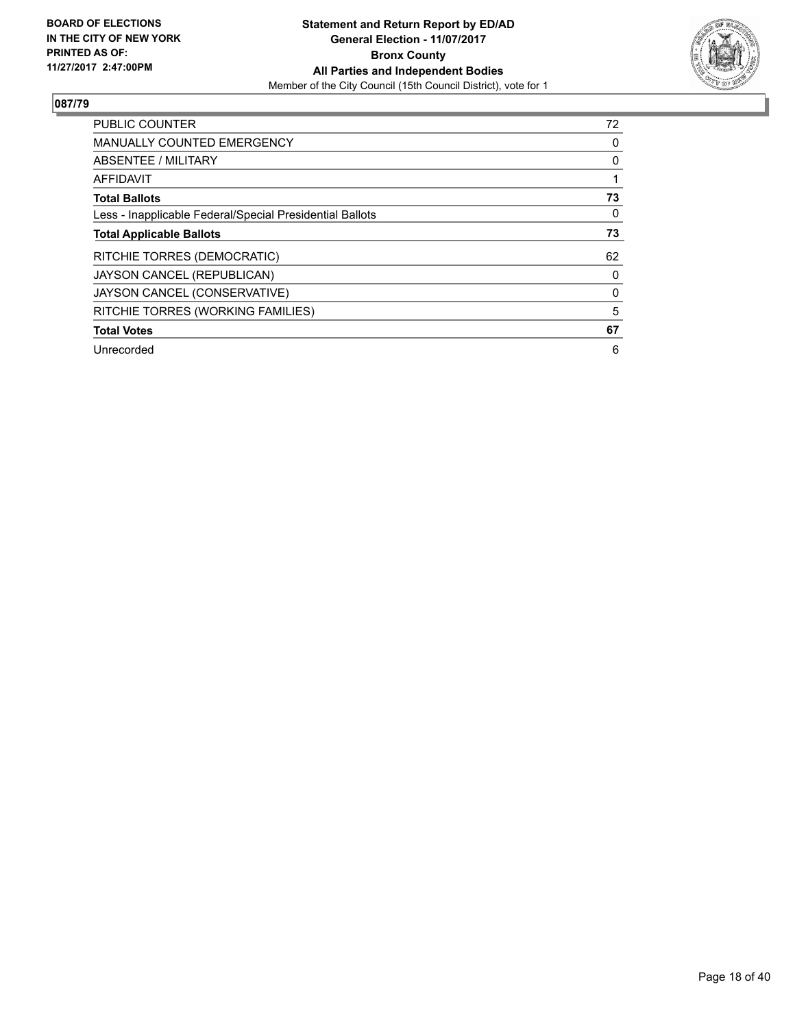**BOARD OF ELECTIONS IN THE CITY OF NEW YORK PRINTED AS OF: 11/27/2017 2:47:00PM**

**Statement and Return Report by ED/AD**
**General Election - 11/07/2017**
**Bronx County**
**All Parties and Independent Bodies**
Member of the City Council (15th Council District), vote for 1

## 087/79

| | |
|---|---|
| PUBLIC COUNTER | 72 |
| MANUALLY COUNTED EMERGENCY | 0 |
| ABSENTEE / MILITARY | 0 |
| AFFIDAVIT | 1 |
| **Total Ballots** | **73** |
| Less - Inapplicable Federal/Special Presidential Ballots | 0 |
| **Total Applicable Ballots** | **73** |
| RITCHIE TORRES (DEMOCRATIC) | 62 |
| JAYSON CANCEL (REPUBLICAN) | 0 |
| JAYSON CANCEL (CONSERVATIVE) | 0 |
| RITCHIE TORRES (WORKING FAMILIES) | 5 |
| **Total Votes** | **67** |
| Unrecorded | 6 |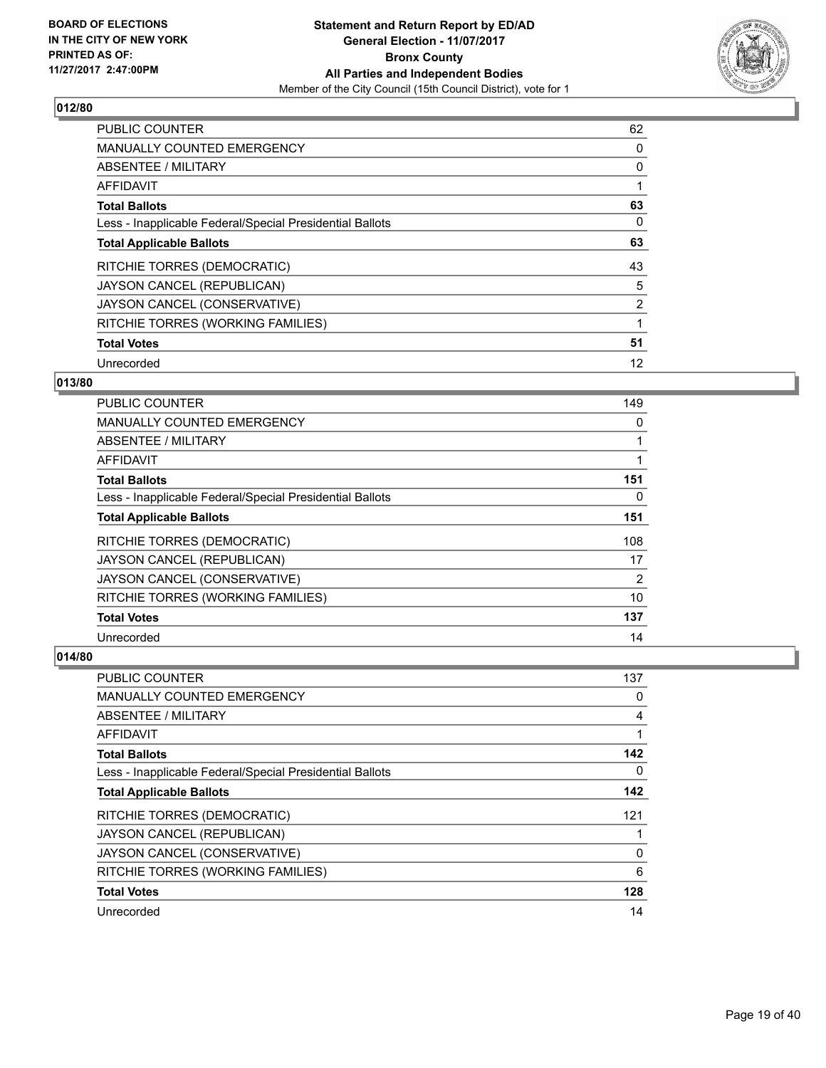**BOARD OF ELECTIONS IN THE CITY OF NEW YORK PRINTED AS OF: 11/27/2017 2:47:00PM**

**Statement and Return Report by ED/AD General Election - 11/07/2017 Bronx County All Parties and Independent Bodies**

Member of the City Council (15th Council District), vote for 1

## 012/80

| | |
|---|---|
| PUBLIC COUNTER | 62 |
| MANUALLY COUNTED EMERGENCY | 0 |
| ABSENTEE / MILITARY | 0 |
| AFFIDAVIT | 1 |
| **Total Ballots** | **63** |
| Less - Inapplicable Federal/Special Presidential Ballots | 0 |
| **Total Applicable Ballots** | **63** |
| RITCHIE TORRES (DEMOCRATIC) | 43 |
| JAYSON CANCEL (REPUBLICAN) | 5 |
| JAYSON CANCEL (CONSERVATIVE) | 2 |
| RITCHIE TORRES (WORKING FAMILIES) | 1 |
| **Total Votes** | **51** |
| Unrecorded | 12 |

## 013/80

| | |
|---|---|
| PUBLIC COUNTER | 149 |
| MANUALLY COUNTED EMERGENCY | 0 |
| ABSENTEE / MILITARY | 1 |
| AFFIDAVIT | 1 |
| **Total Ballots** | **151** |
| Less - Inapplicable Federal/Special Presidential Ballots | 0 |
| **Total Applicable Ballots** | **151** |
| RITCHIE TORRES (DEMOCRATIC) | 108 |
| JAYSON CANCEL (REPUBLICAN) | 17 |
| JAYSON CANCEL (CONSERVATIVE) | 2 |
| RITCHIE TORRES (WORKING FAMILIES) | 10 |
| **Total Votes** | **137** |
| Unrecorded | 14 |

## 014/80

| | |
|---|---|
| PUBLIC COUNTER | 137 |
| MANUALLY COUNTED EMERGENCY | 0 |
| ABSENTEE / MILITARY | 4 |
| AFFIDAVIT | 1 |
| **Total Ballots** | **142** |
| Less - Inapplicable Federal/Special Presidential Ballots | 0 |
| **Total Applicable Ballots** | **142** |
| RITCHIE TORRES (DEMOCRATIC) | 121 |
| JAYSON CANCEL (REPUBLICAN) | 1 |
| JAYSON CANCEL (CONSERVATIVE) | 0 |
| RITCHIE TORRES (WORKING FAMILIES) | 6 |
| **Total Votes** | **128** |
| Unrecorded | 14 |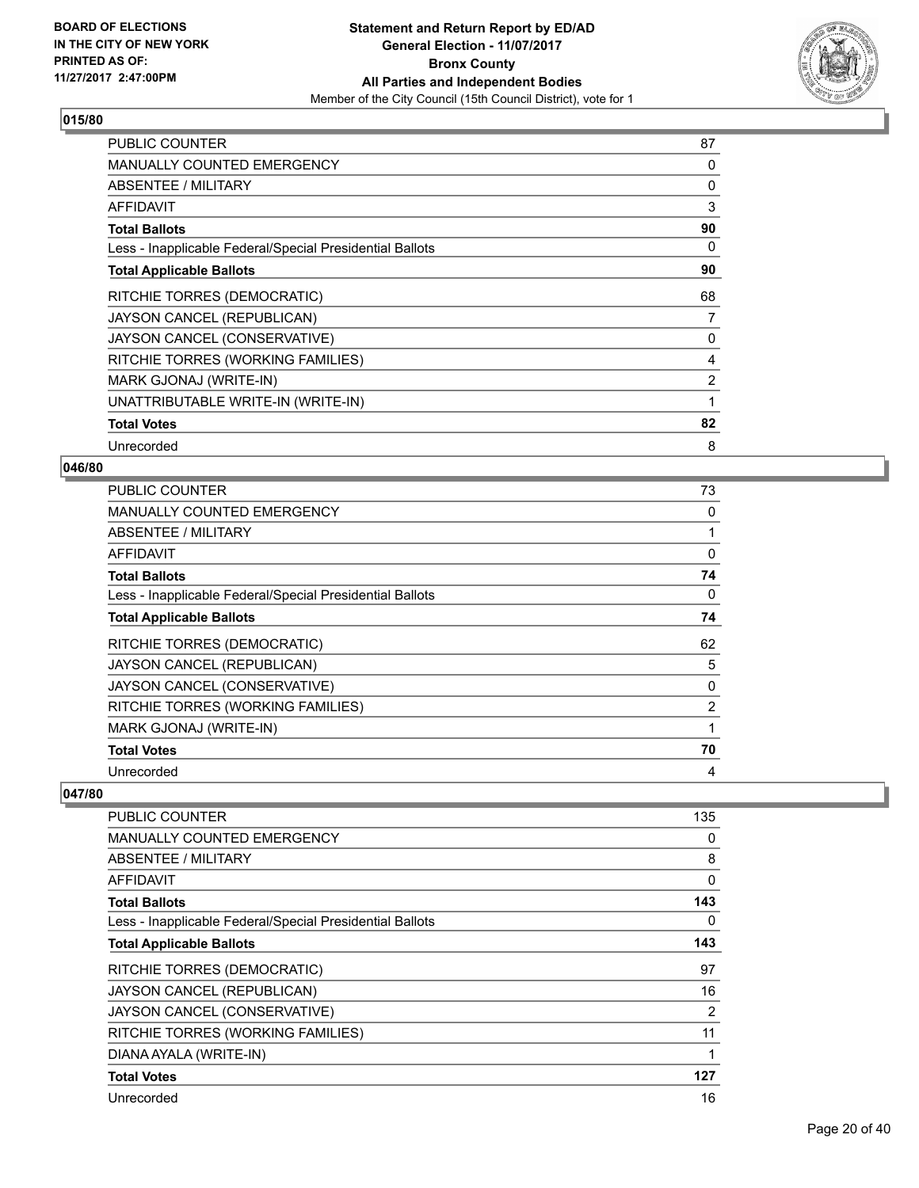## 015/80

| | |
|---|---|
| PUBLIC COUNTER | 87 |
| MANUALLY COUNTED EMERGENCY | 0 |
| ABSENTEE / MILITARY | 0 |
| AFFIDAVIT | 3 |
| **Total Ballots** | **90** |
| Less - Inapplicable Federal/Special Presidential Ballots | 0 |
| **Total Applicable Ballots** | **90** |
| RITCHIE TORRES (DEMOCRATIC) | 68 |
| JAYSON CANCEL (REPUBLICAN) | 7 |
| JAYSON CANCEL (CONSERVATIVE) | 0 |
| RITCHIE TORRES (WORKING FAMILIES) | 4 |
| MARK GJONAJ (WRITE-IN) | 2 |
| UNATTRIBUTABLE WRITE-IN (WRITE-IN) | 1 |
| **Total Votes** | **82** |
| Unrecorded | 8 |

## 046/80

| | |
|---|---|
| PUBLIC COUNTER | 73 |
| MANUALLY COUNTED EMERGENCY | 0 |
| ABSENTEE / MILITARY | 1 |
| AFFIDAVIT | 0 |
| **Total Ballots** | **74** |
| Less - Inapplicable Federal/Special Presidential Ballots | 0 |
| **Total Applicable Ballots** | **74** |
| RITCHIE TORRES (DEMOCRATIC) | 62 |
| JAYSON CANCEL (REPUBLICAN) | 5 |
| JAYSON CANCEL (CONSERVATIVE) | 0 |
| RITCHIE TORRES (WORKING FAMILIES) | 2 |
| MARK GJONAJ (WRITE-IN) | 1 |
| **Total Votes** | **70** |
| Unrecorded | 4 |

## 047/80

| | |
|---|---|
| PUBLIC COUNTER | 135 |
| MANUALLY COUNTED EMERGENCY | 0 |
| ABSENTEE / MILITARY | 8 |
| AFFIDAVIT | 0 |
| **Total Ballots** | **143** |
| Less - Inapplicable Federal/Special Presidential Ballots | 0 |
| **Total Applicable Ballots** | **143** |
| RITCHIE TORRES (DEMOCRATIC) | 97 |
| JAYSON CANCEL (REPUBLICAN) | 16 |
| JAYSON CANCEL (CONSERVATIVE) | 2 |
| RITCHIE TORRES (WORKING FAMILIES) | 11 |
| DIANA AYALA (WRITE-IN) | 1 |
| **Total Votes** | **127** |
| Unrecorded | 16 |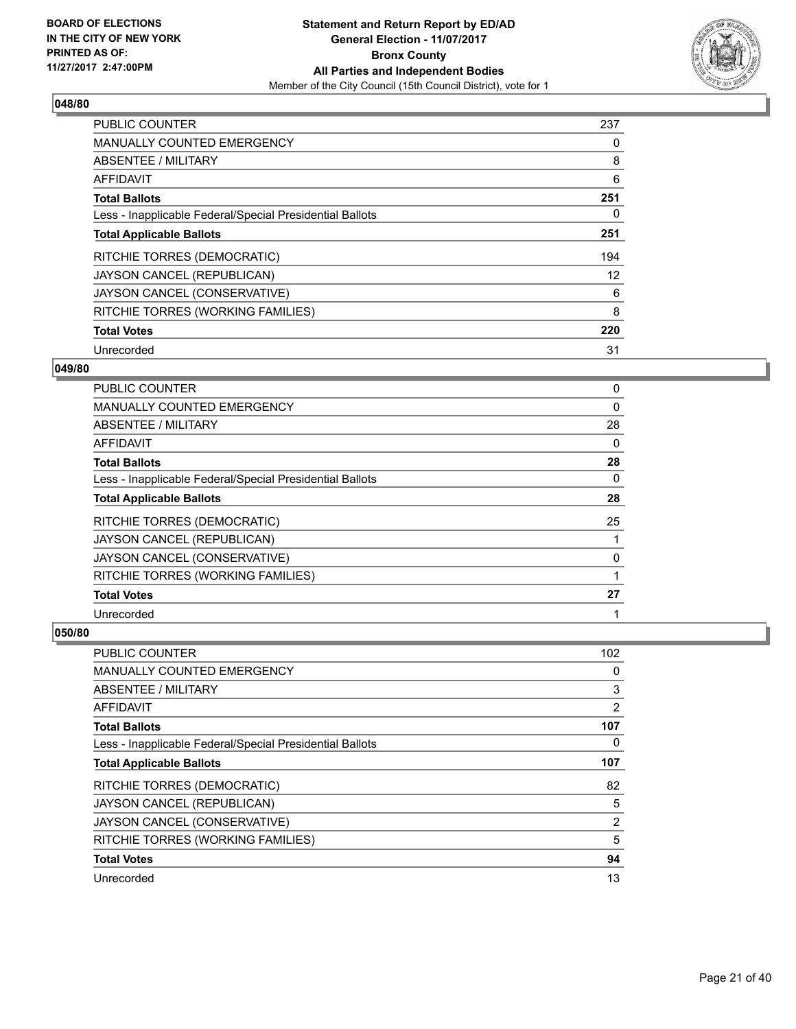**BOARD OF ELECTIONS IN THE CITY OF NEW YORK PRINTED AS OF: 11/27/2017 2:47:00PM**

**Statement and Return Report by ED/AD General Election - 11/07/2017 Bronx County All Parties and Independent Bodies**

Member of the City Council (15th Council District), vote for 1

### 048/80

| | |
|---|---|
| PUBLIC COUNTER | 237 |
| MANUALLY COUNTED EMERGENCY | 0 |
| ABSENTEE / MILITARY | 8 |
| AFFIDAVIT | 6 |
| **Total Ballots** | **251** |
| Less - Inapplicable Federal/Special Presidential Ballots | 0 |
| **Total Applicable Ballots** | **251** |
| RITCHIE TORRES (DEMOCRATIC) | 194 |
| JAYSON CANCEL (REPUBLICAN) | 12 |
| JAYSON CANCEL (CONSERVATIVE) | 6 |
| RITCHIE TORRES (WORKING FAMILIES) | 8 |
| **Total Votes** | **220** |
| Unrecorded | 31 |

### 049/80

| | |
|---|---|
| PUBLIC COUNTER | 0 |
| MANUALLY COUNTED EMERGENCY | 0 |
| ABSENTEE / MILITARY | 28 |
| AFFIDAVIT | 0 |
| **Total Ballots** | **28** |
| Less - Inapplicable Federal/Special Presidential Ballots | 0 |
| **Total Applicable Ballots** | **28** |
| RITCHIE TORRES (DEMOCRATIC) | 25 |
| JAYSON CANCEL (REPUBLICAN) | 1 |
| JAYSON CANCEL (CONSERVATIVE) | 0 |
| RITCHIE TORRES (WORKING FAMILIES) | 1 |
| **Total Votes** | **27** |
| Unrecorded | 1 |

### 050/80

| | |
|---|---|
| PUBLIC COUNTER | 102 |
| MANUALLY COUNTED EMERGENCY | 0 |
| ABSENTEE / MILITARY | 3 |
| AFFIDAVIT | 2 |
| **Total Ballots** | **107** |
| Less - Inapplicable Federal/Special Presidential Ballots | 0 |
| **Total Applicable Ballots** | **107** |
| RITCHIE TORRES (DEMOCRATIC) | 82 |
| JAYSON CANCEL (REPUBLICAN) | 5 |
| JAYSON CANCEL (CONSERVATIVE) | 2 |
| RITCHIE TORRES (WORKING FAMILIES) | 5 |
| **Total Votes** | **94** |
| Unrecorded | 13 |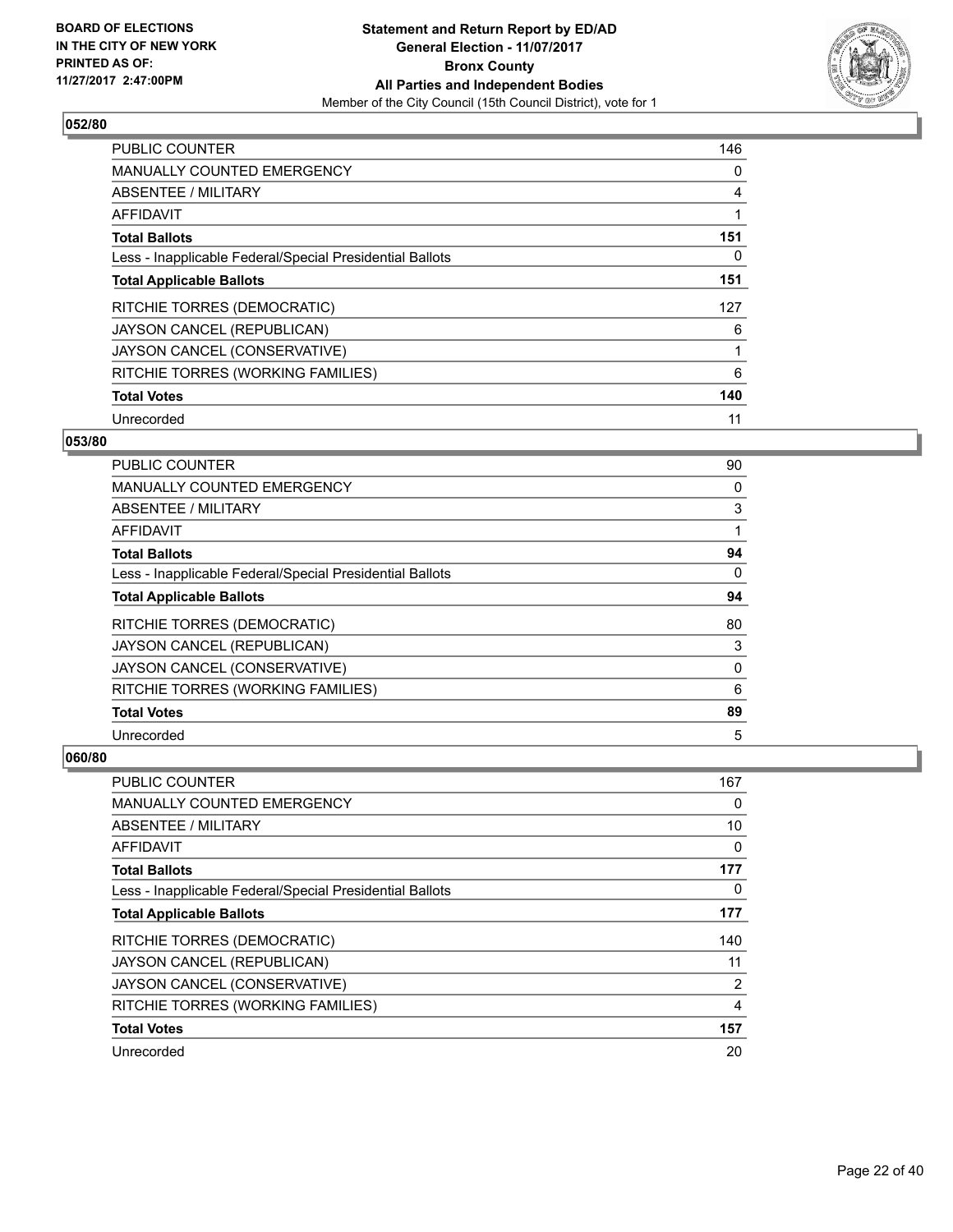BOARD OF ELECTIONS
IN THE CITY OF NEW YORK
PRINTED AS OF:
11/27/2017 2:47:00PM

**Statement and Return Report by ED/AD**
**General Election - 11/07/2017**
**Bronx County**
**All Parties and Independent Bodies**
Member of the City Council (15th Council District), vote for 1

### 052/80

| | |
|---|---|
| PUBLIC COUNTER | 146 |
| MANUALLY COUNTED EMERGENCY | 0 |
| ABSENTEE / MILITARY | 4 |
| AFFIDAVIT | 1 |
| **Total Ballots** | **151** |
| Less - Inapplicable Federal/Special Presidential Ballots | 0 |
| **Total Applicable Ballots** | **151** |
| RITCHIE TORRES (DEMOCRATIC) | 127 |
| JAYSON CANCEL (REPUBLICAN) | 6 |
| JAYSON CANCEL (CONSERVATIVE) | 1 |
| RITCHIE TORRES (WORKING FAMILIES) | 6 |
| **Total Votes** | **140** |
| Unrecorded | 11 |

### 053/80

| | |
|---|---|
| PUBLIC COUNTER | 90 |
| MANUALLY COUNTED EMERGENCY | 0 |
| ABSENTEE / MILITARY | 3 |
| AFFIDAVIT | 1 |
| **Total Ballots** | **94** |
| Less - Inapplicable Federal/Special Presidential Ballots | 0 |
| **Total Applicable Ballots** | **94** |
| RITCHIE TORRES (DEMOCRATIC) | 80 |
| JAYSON CANCEL (REPUBLICAN) | 3 |
| JAYSON CANCEL (CONSERVATIVE) | 0 |
| RITCHIE TORRES (WORKING FAMILIES) | 6 |
| **Total Votes** | **89** |
| Unrecorded | 5 |

### 060/80

| | |
|---|---|
| PUBLIC COUNTER | 167 |
| MANUALLY COUNTED EMERGENCY | 0 |
| ABSENTEE / MILITARY | 10 |
| AFFIDAVIT | 0 |
| **Total Ballots** | **177** |
| Less - Inapplicable Federal/Special Presidential Ballots | 0 |
| **Total Applicable Ballots** | **177** |
| RITCHIE TORRES (DEMOCRATIC) | 140 |
| JAYSON CANCEL (REPUBLICAN) | 11 |
| JAYSON CANCEL (CONSERVATIVE) | 2 |
| RITCHIE TORRES (WORKING FAMILIES) | 4 |
| **Total Votes** | **157** |
| Unrecorded | 20 |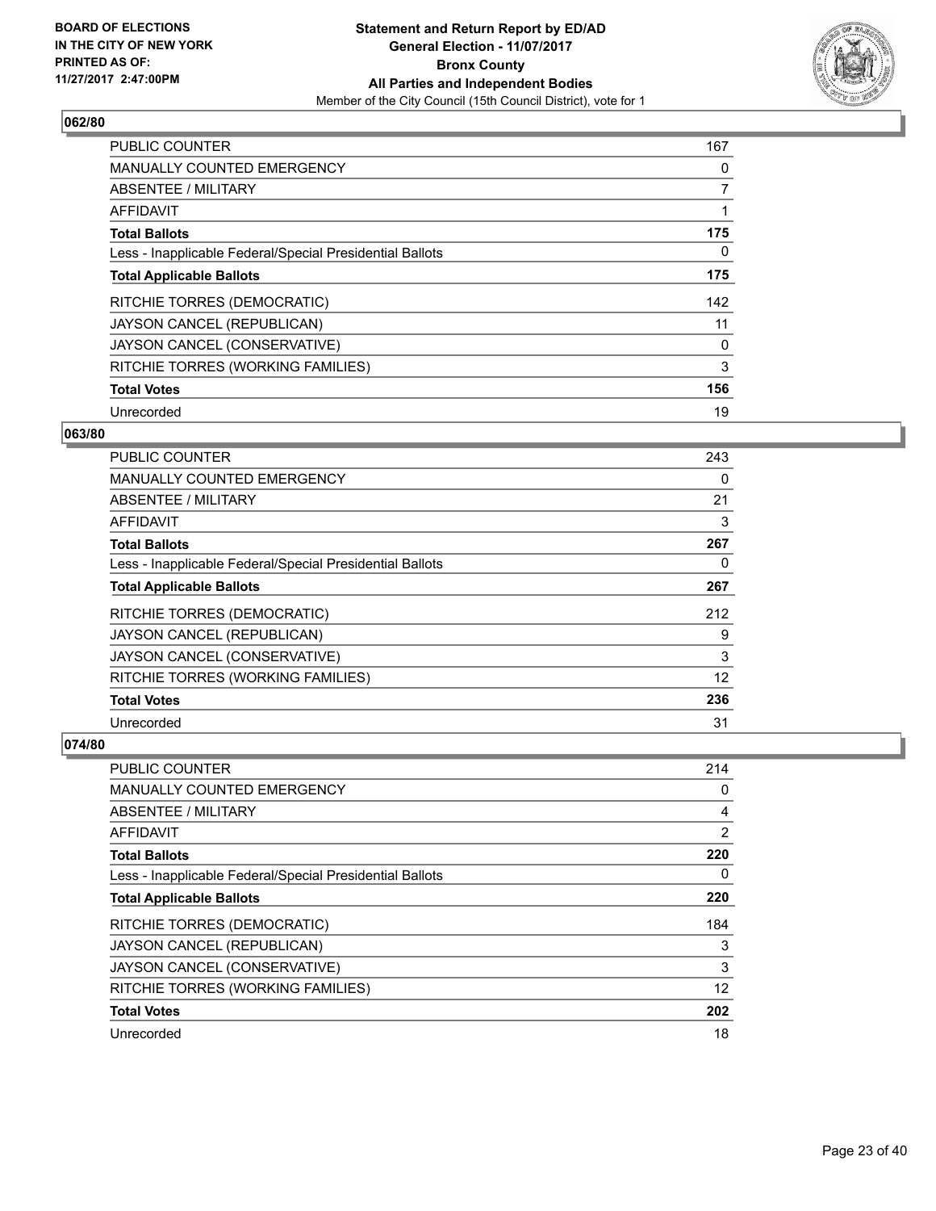**Statement and Return Report by ED/AD**
**General Election - 11/07/2017**
**Bronx County**
**All Parties and Independent Bodies**
Member of the City Council (15th Council District), vote for 1

BOARD OF ELECTIONS IN THE CITY OF NEW YORK PRINTED AS OF: 11/27/2017 2:47:00PM

## 062/80

| | |
|---|---|
| PUBLIC COUNTER | 167 |
| MANUALLY COUNTED EMERGENCY | 0 |
| ABSENTEE / MILITARY | 7 |
| AFFIDAVIT | 1 |
| **Total Ballots** | **175** |
| Less - Inapplicable Federal/Special Presidential Ballots | 0 |
| **Total Applicable Ballots** | **175** |
| RITCHIE TORRES (DEMOCRATIC) | 142 |
| JAYSON CANCEL (REPUBLICAN) | 11 |
| JAYSON CANCEL (CONSERVATIVE) | 0 |
| RITCHIE TORRES (WORKING FAMILIES) | 3 |
| **Total Votes** | **156** |
| Unrecorded | 19 |

## 063/80

| | |
|---|---|
| PUBLIC COUNTER | 243 |
| MANUALLY COUNTED EMERGENCY | 0 |
| ABSENTEE / MILITARY | 21 |
| AFFIDAVIT | 3 |
| **Total Ballots** | **267** |
| Less - Inapplicable Federal/Special Presidential Ballots | 0 |
| **Total Applicable Ballots** | **267** |
| RITCHIE TORRES (DEMOCRATIC) | 212 |
| JAYSON CANCEL (REPUBLICAN) | 9 |
| JAYSON CANCEL (CONSERVATIVE) | 3 |
| RITCHIE TORRES (WORKING FAMILIES) | 12 |
| **Total Votes** | **236** |
| Unrecorded | 31 |

## 074/80

| | |
|---|---|
| PUBLIC COUNTER | 214 |
| MANUALLY COUNTED EMERGENCY | 0 |
| ABSENTEE / MILITARY | 4 |
| AFFIDAVIT | 2 |
| **Total Ballots** | **220** |
| Less - Inapplicable Federal/Special Presidential Ballots | 0 |
| **Total Applicable Ballots** | **220** |
| RITCHIE TORRES (DEMOCRATIC) | 184 |
| JAYSON CANCEL (REPUBLICAN) | 3 |
| JAYSON CANCEL (CONSERVATIVE) | 3 |
| RITCHIE TORRES (WORKING FAMILIES) | 12 |
| **Total Votes** | **202** |
| Unrecorded | 18 |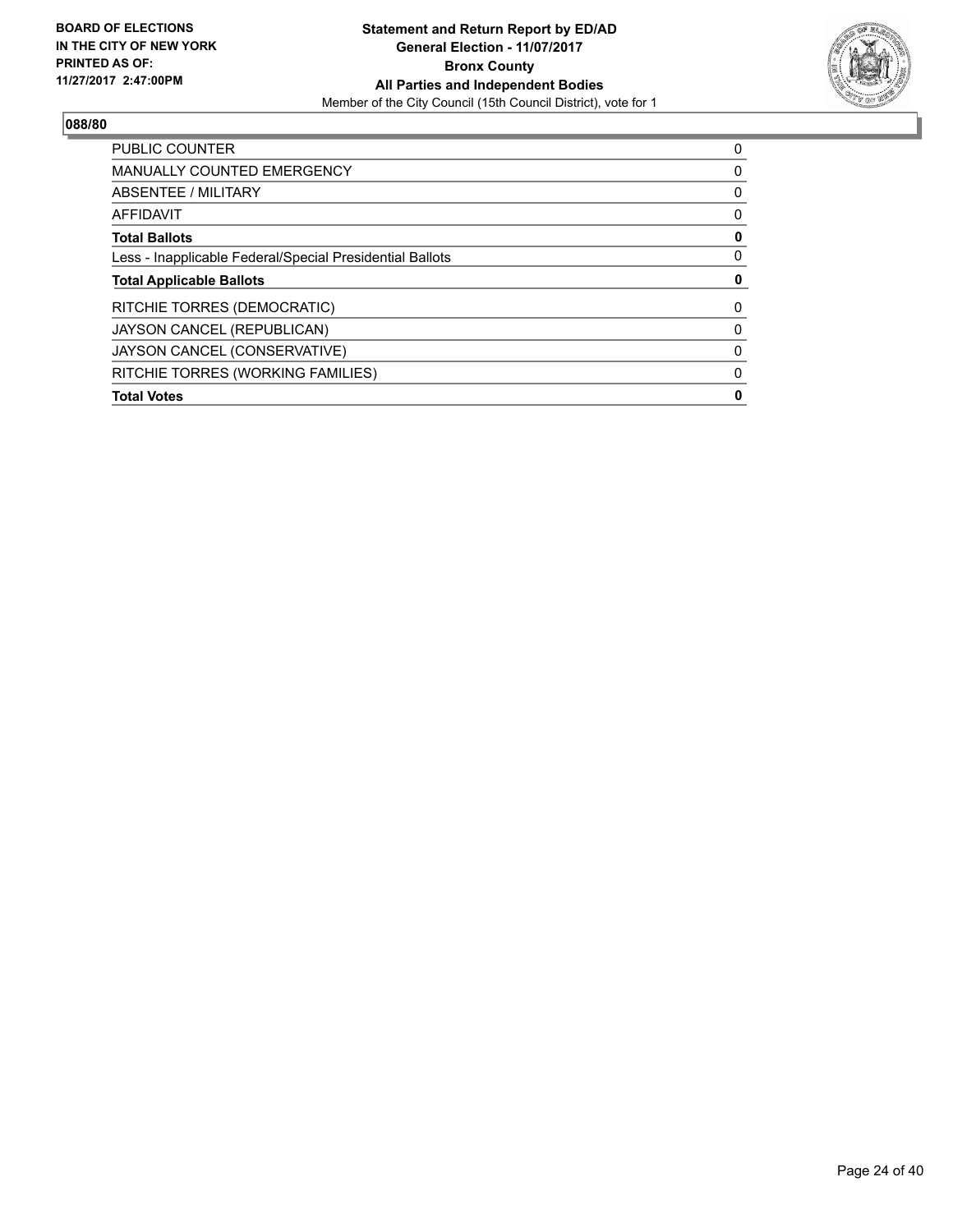**BOARD OF ELECTIONS IN THE CITY OF NEW YORK PRINTED AS OF: 11/27/2017 2:47:00PM**

**Statement and Return Report by ED/AD General Election - 11/07/2017 Bronx County All Parties and Independent Bodies**

Member of the City Council (15th Council District), vote for 1

## 088/80

| | |
|---|---|
| PUBLIC COUNTER | 0 |
| MANUALLY COUNTED EMERGENCY | 0 |
| ABSENTEE / MILITARY | 0 |
| AFFIDAVIT | 0 |
| **Total Ballots** | **0** |
| Less - Inapplicable Federal/Special Presidential Ballots | 0 |
| **Total Applicable Ballots** | **0** |
| RITCHIE TORRES (DEMOCRATIC) | 0 |
| JAYSON CANCEL (REPUBLICAN) | 0 |
| JAYSON CANCEL (CONSERVATIVE) | 0 |
| RITCHIE TORRES (WORKING FAMILIES) | 0 |
| **Total Votes** | **0** |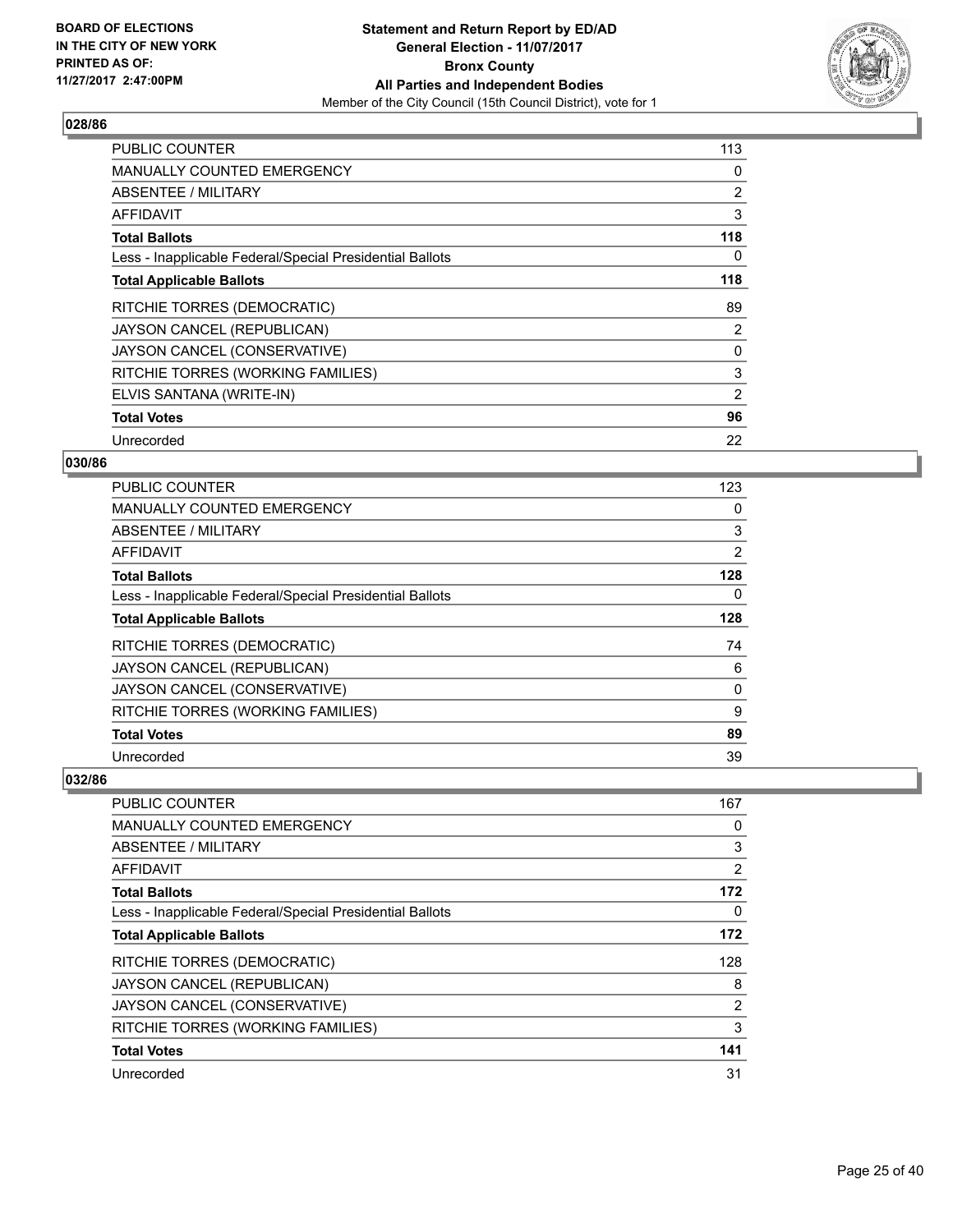**BOARD OF ELECTIONS IN THE CITY OF NEW YORK PRINTED AS OF: 11/27/2017 2:47:00PM**

**Statement and Return Report by ED/AD General Election - 11/07/2017 Bronx County All Parties and Independent Bodies**
Member of the City Council (15th Council District), vote for 1

### 028/86

| | |
|---|---|
| PUBLIC COUNTER | 113 |
| MANUALLY COUNTED EMERGENCY | 0 |
| ABSENTEE / MILITARY | 2 |
| AFFIDAVIT | 3 |
| **Total Ballots** | **118** |
| Less - Inapplicable Federal/Special Presidential Ballots | 0 |
| **Total Applicable Ballots** | **118** |
| RITCHIE TORRES (DEMOCRATIC) | 89 |
| JAYSON CANCEL (REPUBLICAN) | 2 |
| JAYSON CANCEL (CONSERVATIVE) | 0 |
| RITCHIE TORRES (WORKING FAMILIES) | 3 |
| ELVIS SANTANA (WRITE-IN) | 2 |
| **Total Votes** | **96** |
| Unrecorded | 22 |

### 030/86

| | |
|---|---|
| PUBLIC COUNTER | 123 |
| MANUALLY COUNTED EMERGENCY | 0 |
| ABSENTEE / MILITARY | 3 |
| AFFIDAVIT | 2 |
| **Total Ballots** | **128** |
| Less - Inapplicable Federal/Special Presidential Ballots | 0 |
| **Total Applicable Ballots** | **128** |
| RITCHIE TORRES (DEMOCRATIC) | 74 |
| JAYSON CANCEL (REPUBLICAN) | 6 |
| JAYSON CANCEL (CONSERVATIVE) | 0 |
| RITCHIE TORRES (WORKING FAMILIES) | 9 |
| **Total Votes** | **89** |
| Unrecorded | 39 |

### 032/86

| | |
|---|---|
| PUBLIC COUNTER | 167 |
| MANUALLY COUNTED EMERGENCY | 0 |
| ABSENTEE / MILITARY | 3 |
| AFFIDAVIT | 2 |
| **Total Ballots** | **172** |
| Less - Inapplicable Federal/Special Presidential Ballots | 0 |
| **Total Applicable Ballots** | **172** |
| RITCHIE TORRES (DEMOCRATIC) | 128 |
| JAYSON CANCEL (REPUBLICAN) | 8 |
| JAYSON CANCEL (CONSERVATIVE) | 2 |
| RITCHIE TORRES (WORKING FAMILIES) | 3 |
| **Total Votes** | **141** |
| Unrecorded | 31 |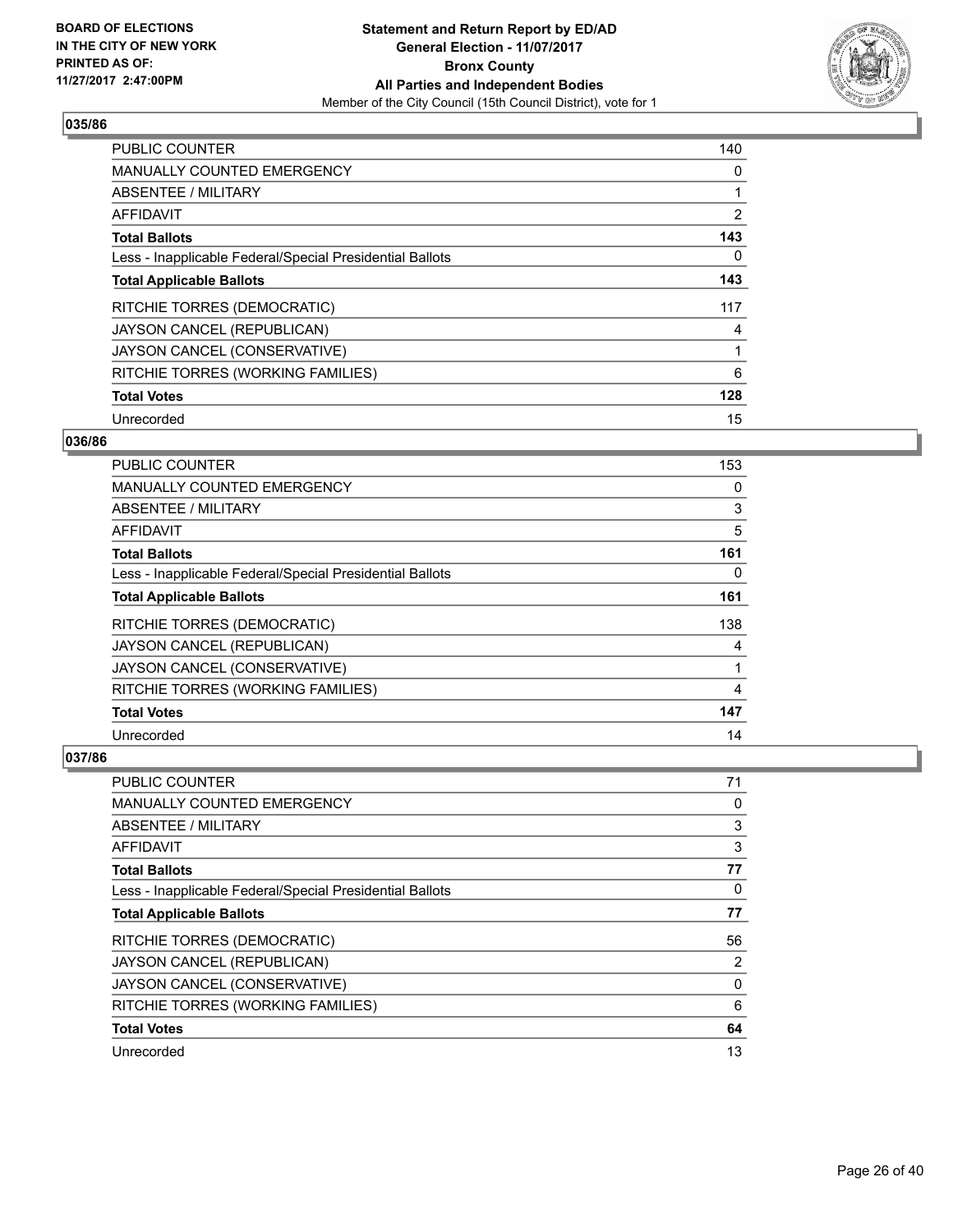**BOARD OF ELECTIONS IN THE CITY OF NEW YORK PRINTED AS OF: 11/27/2017 2:47:00PM**

**Statement and Return Report by ED/AD General Election - 11/07/2017 Bronx County All Parties and Independent Bodies**
Member of the City Council (15th Council District), vote for 1

### 035/86

| | |
|---|---|
| PUBLIC COUNTER | 140 |
| MANUALLY COUNTED EMERGENCY | 0 |
| ABSENTEE / MILITARY | 1 |
| AFFIDAVIT | 2 |
| **Total Ballots** | **143** |
| Less - Inapplicable Federal/Special Presidential Ballots | 0 |
| **Total Applicable Ballots** | **143** |
| RITCHIE TORRES (DEMOCRATIC) | 117 |
| JAYSON CANCEL (REPUBLICAN) | 4 |
| JAYSON CANCEL (CONSERVATIVE) | 1 |
| RITCHIE TORRES (WORKING FAMILIES) | 6 |
| **Total Votes** | **128** |
| Unrecorded | 15 |

### 036/86

| | |
|---|---|
| PUBLIC COUNTER | 153 |
| MANUALLY COUNTED EMERGENCY | 0 |
| ABSENTEE / MILITARY | 3 |
| AFFIDAVIT | 5 |
| **Total Ballots** | **161** |
| Less - Inapplicable Federal/Special Presidential Ballots | 0 |
| **Total Applicable Ballots** | **161** |
| RITCHIE TORRES (DEMOCRATIC) | 138 |
| JAYSON CANCEL (REPUBLICAN) | 4 |
| JAYSON CANCEL (CONSERVATIVE) | 1 |
| RITCHIE TORRES (WORKING FAMILIES) | 4 |
| **Total Votes** | **147** |
| Unrecorded | 14 |

### 037/86

| | |
|---|---|
| PUBLIC COUNTER | 71 |
| MANUALLY COUNTED EMERGENCY | 0 |
| ABSENTEE / MILITARY | 3 |
| AFFIDAVIT | 3 |
| **Total Ballots** | **77** |
| Less - Inapplicable Federal/Special Presidential Ballots | 0 |
| **Total Applicable Ballots** | **77** |
| RITCHIE TORRES (DEMOCRATIC) | 56 |
| JAYSON CANCEL (REPUBLICAN) | 2 |
| JAYSON CANCEL (CONSERVATIVE) | 0 |
| RITCHIE TORRES (WORKING FAMILIES) | 6 |
| **Total Votes** | **64** |
| Unrecorded | 13 |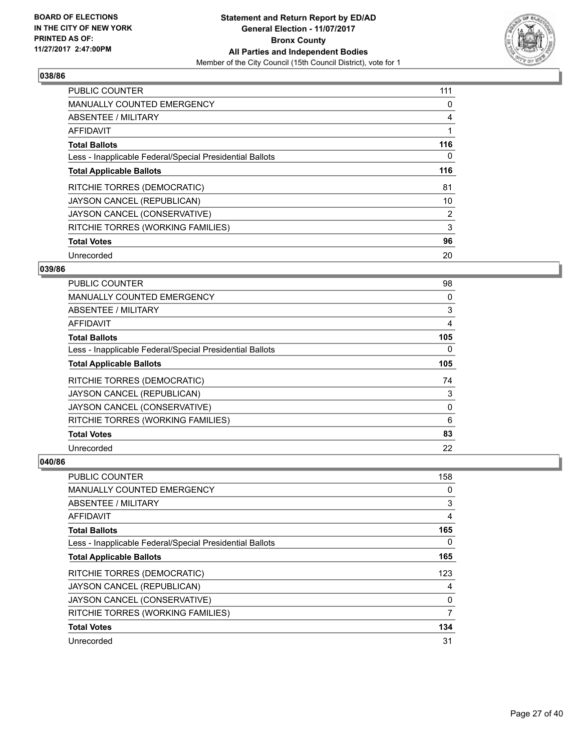**Statement and Return Report by ED/AD**
**General Election - 11/07/2017**
**Bronx County**
**All Parties and Independent Bodies**
Member of the City Council (15th Council District), vote for 1

BOARD OF ELECTIONS IN THE CITY OF NEW YORK PRINTED AS OF: 11/27/2017 2:47:00PM

### 038/86

| | |
|---|---|
| PUBLIC COUNTER | 111 |
| MANUALLY COUNTED EMERGENCY | 0 |
| ABSENTEE / MILITARY | 4 |
| AFFIDAVIT | 1 |
| **Total Ballots** | **116** |
| Less - Inapplicable Federal/Special Presidential Ballots | 0 |
| **Total Applicable Ballots** | **116** |
| RITCHIE TORRES (DEMOCRATIC) | 81 |
| JAYSON CANCEL (REPUBLICAN) | 10 |
| JAYSON CANCEL (CONSERVATIVE) | 2 |
| RITCHIE TORRES (WORKING FAMILIES) | 3 |
| **Total Votes** | **96** |
| Unrecorded | 20 |

### 039/86

| | |
|---|---|
| PUBLIC COUNTER | 98 |
| MANUALLY COUNTED EMERGENCY | 0 |
| ABSENTEE / MILITARY | 3 |
| AFFIDAVIT | 4 |
| **Total Ballots** | **105** |
| Less - Inapplicable Federal/Special Presidential Ballots | 0 |
| **Total Applicable Ballots** | **105** |
| RITCHIE TORRES (DEMOCRATIC) | 74 |
| JAYSON CANCEL (REPUBLICAN) | 3 |
| JAYSON CANCEL (CONSERVATIVE) | 0 |
| RITCHIE TORRES (WORKING FAMILIES) | 6 |
| **Total Votes** | **83** |
| Unrecorded | 22 |

### 040/86

| | |
|---|---|
| PUBLIC COUNTER | 158 |
| MANUALLY COUNTED EMERGENCY | 0 |
| ABSENTEE / MILITARY | 3 |
| AFFIDAVIT | 4 |
| **Total Ballots** | **165** |
| Less - Inapplicable Federal/Special Presidential Ballots | 0 |
| **Total Applicable Ballots** | **165** |
| RITCHIE TORRES (DEMOCRATIC) | 123 |
| JAYSON CANCEL (REPUBLICAN) | 4 |
| JAYSON CANCEL (CONSERVATIVE) | 0 |
| RITCHIE TORRES (WORKING FAMILIES) | 7 |
| **Total Votes** | **134** |
| Unrecorded | 31 |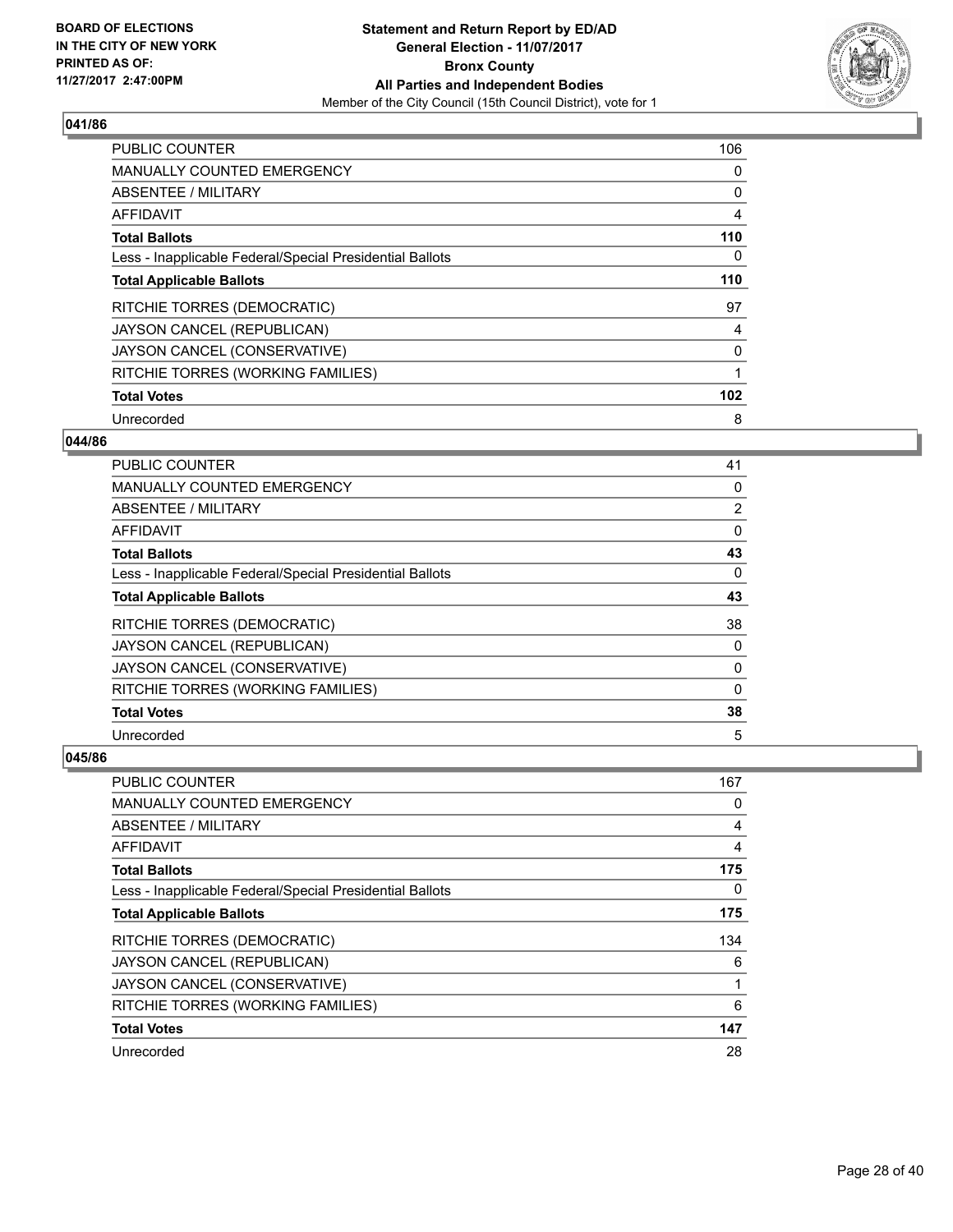**BOARD OF ELECTIONS IN THE CITY OF NEW YORK PRINTED AS OF: 11/27/2017 2:47:00PM**

**Statement and Return Report by ED/AD**
**General Election - 11/07/2017**
**Bronx County**
**All Parties and Independent Bodies**
Member of the City Council (15th Council District), vote for 1

### 041/86

| | |
|---|---|
| PUBLIC COUNTER | 106 |
| MANUALLY COUNTED EMERGENCY | 0 |
| ABSENTEE / MILITARY | 0 |
| AFFIDAVIT | 4 |
| **Total Ballots** | **110** |
| Less - Inapplicable Federal/Special Presidential Ballots | 0 |
| **Total Applicable Ballots** | **110** |
| RITCHIE TORRES (DEMOCRATIC) | 97 |
| JAYSON CANCEL (REPUBLICAN) | 4 |
| JAYSON CANCEL (CONSERVATIVE) | 0 |
| RITCHIE TORRES (WORKING FAMILIES) | 1 |
| **Total Votes** | **102** |
| Unrecorded | 8 |

### 044/86

| | |
|---|---|
| PUBLIC COUNTER | 41 |
| MANUALLY COUNTED EMERGENCY | 0 |
| ABSENTEE / MILITARY | 2 |
| AFFIDAVIT | 0 |
| **Total Ballots** | **43** |
| Less - Inapplicable Federal/Special Presidential Ballots | 0 |
| **Total Applicable Ballots** | **43** |
| RITCHIE TORRES (DEMOCRATIC) | 38 |
| JAYSON CANCEL (REPUBLICAN) | 0 |
| JAYSON CANCEL (CONSERVATIVE) | 0 |
| RITCHIE TORRES (WORKING FAMILIES) | 0 |
| **Total Votes** | **38** |
| Unrecorded | 5 |

### 045/86

| | |
|---|---|
| PUBLIC COUNTER | 167 |
| MANUALLY COUNTED EMERGENCY | 0 |
| ABSENTEE / MILITARY | 4 |
| AFFIDAVIT | 4 |
| **Total Ballots** | **175** |
| Less - Inapplicable Federal/Special Presidential Ballots | 0 |
| **Total Applicable Ballots** | **175** |
| RITCHIE TORRES (DEMOCRATIC) | 134 |
| JAYSON CANCEL (REPUBLICAN) | 6 |
| JAYSON CANCEL (CONSERVATIVE) | 1 |
| RITCHIE TORRES (WORKING FAMILIES) | 6 |
| **Total Votes** | **147** |
| Unrecorded | 28 |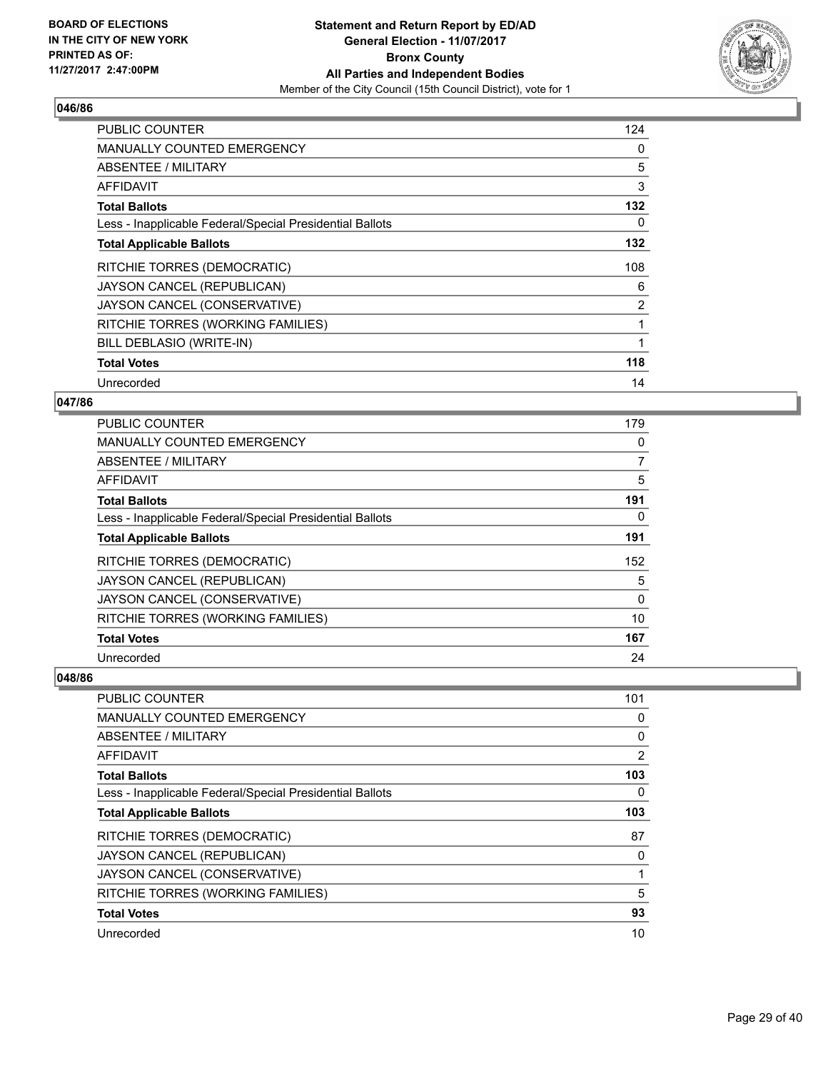**BOARD OF ELECTIONS IN THE CITY OF NEW YORK PRINTED AS OF: 11/27/2017 2:47:00PM**

**Statement and Return Report by ED/AD General Election - 11/07/2017 Bronx County All Parties and Independent Bodies**
Member of the City Council (15th Council District), vote for 1

## 046/86

| | |
|---|---|
| PUBLIC COUNTER | 124 |
| MANUALLY COUNTED EMERGENCY | 0 |
| ABSENTEE / MILITARY | 5 |
| AFFIDAVIT | 3 |
| **Total Ballots** | **132** |
| Less - Inapplicable Federal/Special Presidential Ballots | 0 |
| **Total Applicable Ballots** | **132** |
| RITCHIE TORRES (DEMOCRATIC) | 108 |
| JAYSON CANCEL (REPUBLICAN) | 6 |
| JAYSON CANCEL (CONSERVATIVE) | 2 |
| RITCHIE TORRES (WORKING FAMILIES) | 1 |
| BILL DEBLASIO (WRITE-IN) | 1 |
| **Total Votes** | **118** |
| Unrecorded | 14 |

## 047/86

| | |
|---|---|
| PUBLIC COUNTER | 179 |
| MANUALLY COUNTED EMERGENCY | 0 |
| ABSENTEE / MILITARY | 7 |
| AFFIDAVIT | 5 |
| **Total Ballots** | **191** |
| Less - Inapplicable Federal/Special Presidential Ballots | 0 |
| **Total Applicable Ballots** | **191** |
| RITCHIE TORRES (DEMOCRATIC) | 152 |
| JAYSON CANCEL (REPUBLICAN) | 5 |
| JAYSON CANCEL (CONSERVATIVE) | 0 |
| RITCHIE TORRES (WORKING FAMILIES) | 10 |
| **Total Votes** | **167** |
| Unrecorded | 24 |

## 048/86

| | |
|---|---|
| PUBLIC COUNTER | 101 |
| MANUALLY COUNTED EMERGENCY | 0 |
| ABSENTEE / MILITARY | 0 |
| AFFIDAVIT | 2 |
| **Total Ballots** | **103** |
| Less - Inapplicable Federal/Special Presidential Ballots | 0 |
| **Total Applicable Ballots** | **103** |
| RITCHIE TORRES (DEMOCRATIC) | 87 |
| JAYSON CANCEL (REPUBLICAN) | 0 |
| JAYSON CANCEL (CONSERVATIVE) | 1 |
| RITCHIE TORRES (WORKING FAMILIES) | 5 |
| **Total Votes** | **93** |
| Unrecorded | 10 |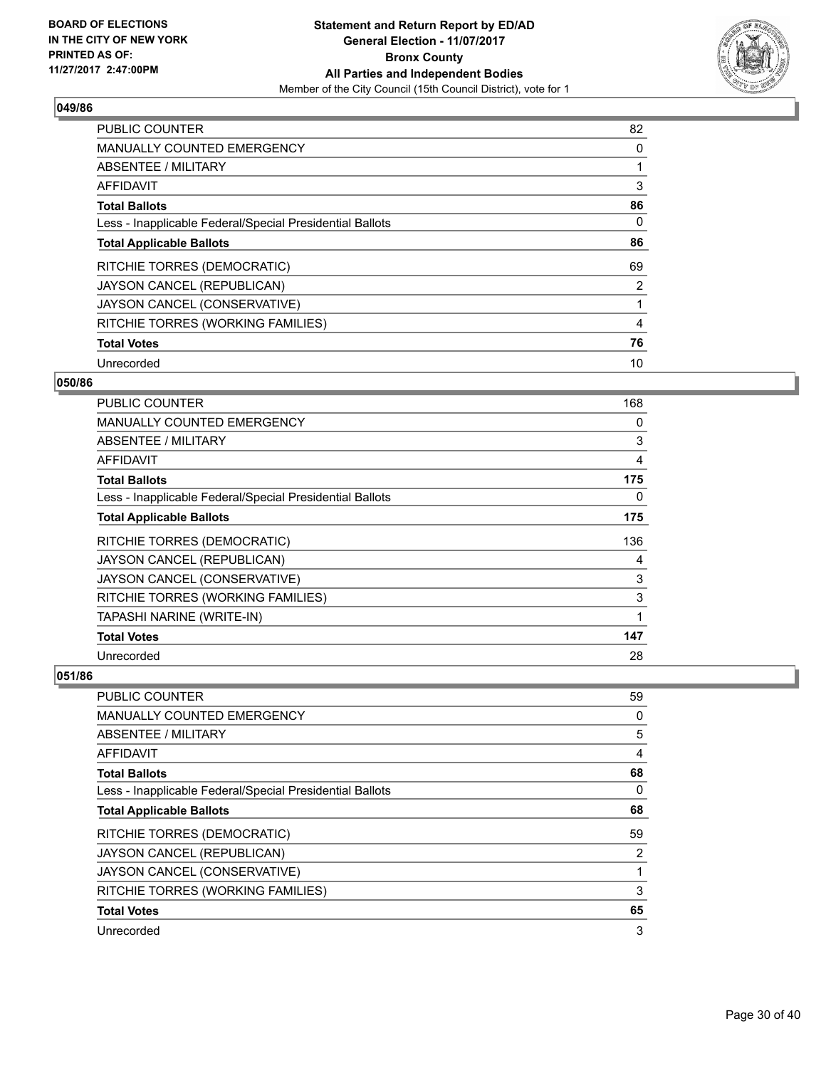**BOARD OF ELECTIONS IN THE CITY OF NEW YORK PRINTED AS OF: 11/27/2017 2:47:00PM**

**Statement and Return Report by ED/AD**
**General Election - 11/07/2017**
**Bronx County**
**All Parties and Independent Bodies**
Member of the City Council (15th Council District), vote for 1

### 049/86

| | |
|---|---|
| PUBLIC COUNTER | 82 |
| MANUALLY COUNTED EMERGENCY | 0 |
| ABSENTEE / MILITARY | 1 |
| AFFIDAVIT | 3 |
| **Total Ballots** | **86** |
| Less - Inapplicable Federal/Special Presidential Ballots | 0 |
| **Total Applicable Ballots** | **86** |
| RITCHIE TORRES (DEMOCRATIC) | 69 |
| JAYSON CANCEL (REPUBLICAN) | 2 |
| JAYSON CANCEL (CONSERVATIVE) | 1 |
| RITCHIE TORRES (WORKING FAMILIES) | 4 |
| **Total Votes** | **76** |
| Unrecorded | 10 |

### 050/86

| | |
|---|---|
| PUBLIC COUNTER | 168 |
| MANUALLY COUNTED EMERGENCY | 0 |
| ABSENTEE / MILITARY | 3 |
| AFFIDAVIT | 4 |
| **Total Ballots** | **175** |
| Less - Inapplicable Federal/Special Presidential Ballots | 0 |
| **Total Applicable Ballots** | **175** |
| RITCHIE TORRES (DEMOCRATIC) | 136 |
| JAYSON CANCEL (REPUBLICAN) | 4 |
| JAYSON CANCEL (CONSERVATIVE) | 3 |
| RITCHIE TORRES (WORKING FAMILIES) | 3 |
| TAPASHI NARINE (WRITE-IN) | 1 |
| **Total Votes** | **147** |
| Unrecorded | 28 |

### 051/86

| | |
|---|---|
| PUBLIC COUNTER | 59 |
| MANUALLY COUNTED EMERGENCY | 0 |
| ABSENTEE / MILITARY | 5 |
| AFFIDAVIT | 4 |
| **Total Ballots** | **68** |
| Less - Inapplicable Federal/Special Presidential Ballots | 0 |
| **Total Applicable Ballots** | **68** |
| RITCHIE TORRES (DEMOCRATIC) | 59 |
| JAYSON CANCEL (REPUBLICAN) | 2 |
| JAYSON CANCEL (CONSERVATIVE) | 1 |
| RITCHIE TORRES (WORKING FAMILIES) | 3 |
| **Total Votes** | **65** |
| Unrecorded | 3 |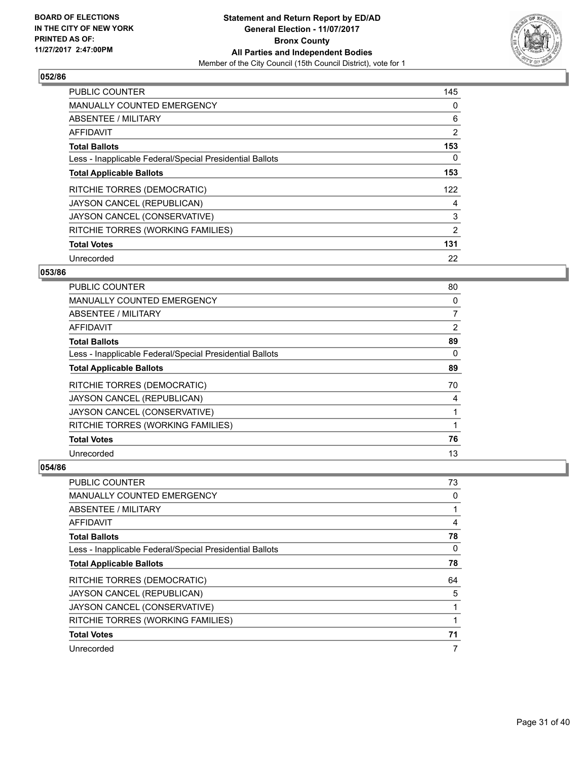**BOARD OF ELECTIONS IN THE CITY OF NEW YORK PRINTED AS OF: 11/27/2017 2:47:00PM**

**Statement and Return Report by ED/AD**
**General Election - 11/07/2017**
**Bronx County**
**All Parties and Independent Bodies**
Member of the City Council (15th Council District), vote for 1

### 052/86

| | |
|---|---|
| PUBLIC COUNTER | 145 |
| MANUALLY COUNTED EMERGENCY | 0 |
| ABSENTEE / MILITARY | 6 |
| AFFIDAVIT | 2 |
| **Total Ballots** | **153** |
| Less - Inapplicable Federal/Special Presidential Ballots | 0 |
| **Total Applicable Ballots** | **153** |
| RITCHIE TORRES (DEMOCRATIC) | 122 |
| JAYSON CANCEL (REPUBLICAN) | 4 |
| JAYSON CANCEL (CONSERVATIVE) | 3 |
| RITCHIE TORRES (WORKING FAMILIES) | 2 |
| **Total Votes** | **131** |
| Unrecorded | 22 |

### 053/86

| | |
|---|---|
| PUBLIC COUNTER | 80 |
| MANUALLY COUNTED EMERGENCY | 0 |
| ABSENTEE / MILITARY | 7 |
| AFFIDAVIT | 2 |
| **Total Ballots** | **89** |
| Less - Inapplicable Federal/Special Presidential Ballots | 0 |
| **Total Applicable Ballots** | **89** |
| RITCHIE TORRES (DEMOCRATIC) | 70 |
| JAYSON CANCEL (REPUBLICAN) | 4 |
| JAYSON CANCEL (CONSERVATIVE) | 1 |
| RITCHIE TORRES (WORKING FAMILIES) | 1 |
| **Total Votes** | **76** |
| Unrecorded | 13 |

### 054/86

| | |
|---|---|
| PUBLIC COUNTER | 73 |
| MANUALLY COUNTED EMERGENCY | 0 |
| ABSENTEE / MILITARY | 1 |
| AFFIDAVIT | 4 |
| **Total Ballots** | **78** |
| Less - Inapplicable Federal/Special Presidential Ballots | 0 |
| **Total Applicable Ballots** | **78** |
| RITCHIE TORRES (DEMOCRATIC) | 64 |
| JAYSON CANCEL (REPUBLICAN) | 5 |
| JAYSON CANCEL (CONSERVATIVE) | 1 |
| RITCHIE TORRES (WORKING FAMILIES) | 1 |
| **Total Votes** | **71** |
| Unrecorded | 7 |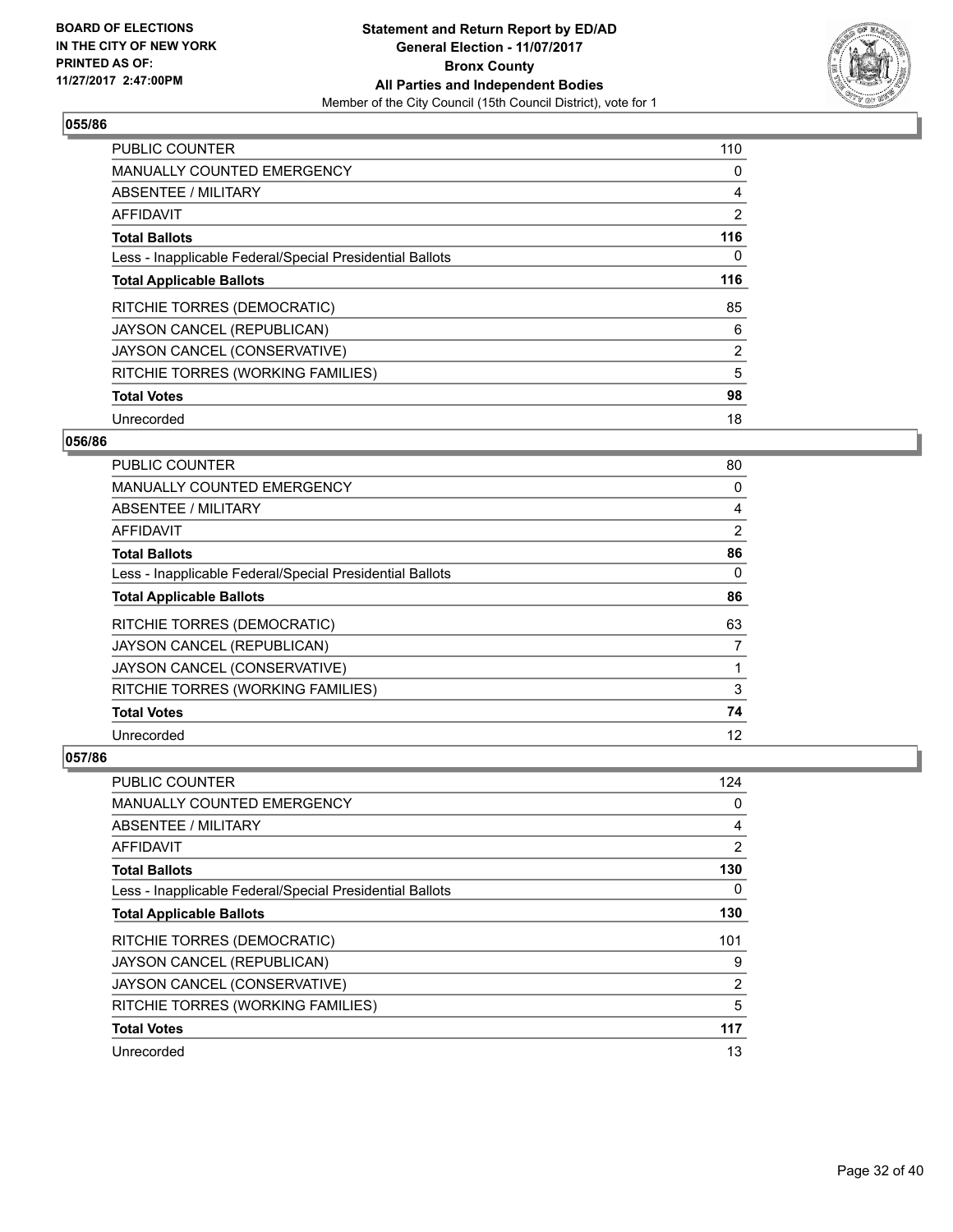**BOARD OF ELECTIONS IN THE CITY OF NEW YORK PRINTED AS OF: 11/27/2017 2:47:00PM**

**Statement and Return Report by ED/AD**
**General Election - 11/07/2017**
**Bronx County**
**All Parties and Independent Bodies**
Member of the City Council (15th Council District), vote for 1

### 055/86

| | |
|---|---|
| PUBLIC COUNTER | 110 |
| MANUALLY COUNTED EMERGENCY | 0 |
| ABSENTEE / MILITARY | 4 |
| AFFIDAVIT | 2 |
| **Total Ballots** | **116** |
| Less - Inapplicable Federal/Special Presidential Ballots | 0 |
| **Total Applicable Ballots** | **116** |
| RITCHIE TORRES (DEMOCRATIC) | 85 |
| JAYSON CANCEL (REPUBLICAN) | 6 |
| JAYSON CANCEL (CONSERVATIVE) | 2 |
| RITCHIE TORRES (WORKING FAMILIES) | 5 |
| **Total Votes** | **98** |
| Unrecorded | 18 |

### 056/86

| | |
|---|---|
| PUBLIC COUNTER | 80 |
| MANUALLY COUNTED EMERGENCY | 0 |
| ABSENTEE / MILITARY | 4 |
| AFFIDAVIT | 2 |
| **Total Ballots** | **86** |
| Less - Inapplicable Federal/Special Presidential Ballots | 0 |
| **Total Applicable Ballots** | **86** |
| RITCHIE TORRES (DEMOCRATIC) | 63 |
| JAYSON CANCEL (REPUBLICAN) | 7 |
| JAYSON CANCEL (CONSERVATIVE) | 1 |
| RITCHIE TORRES (WORKING FAMILIES) | 3 |
| **Total Votes** | **74** |
| Unrecorded | 12 |

### 057/86

| | |
|---|---|
| PUBLIC COUNTER | 124 |
| MANUALLY COUNTED EMERGENCY | 0 |
| ABSENTEE / MILITARY | 4 |
| AFFIDAVIT | 2 |
| **Total Ballots** | **130** |
| Less - Inapplicable Federal/Special Presidential Ballots | 0 |
| **Total Applicable Ballots** | **130** |
| RITCHIE TORRES (DEMOCRATIC) | 101 |
| JAYSON CANCEL (REPUBLICAN) | 9 |
| JAYSON CANCEL (CONSERVATIVE) | 2 |
| RITCHIE TORRES (WORKING FAMILIES) | 5 |
| **Total Votes** | **117** |
| Unrecorded | 13 |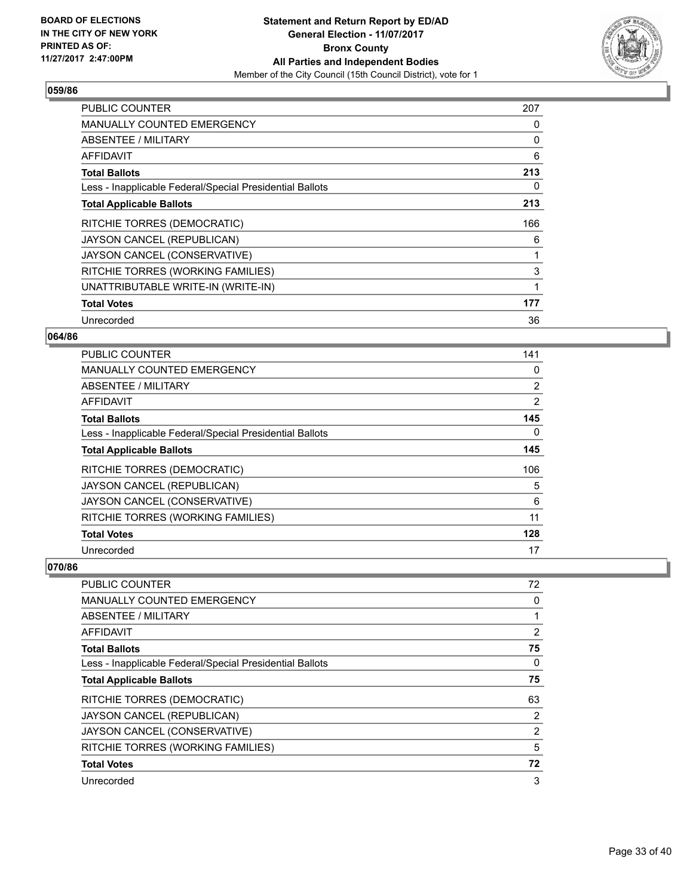**BOARD OF ELECTIONS IN THE CITY OF NEW YORK PRINTED AS OF: 11/27/2017 2:47:00PM**

**Statement and Return Report by ED/AD General Election - 11/07/2017 Bronx County All Parties and Independent Bodies**

Member of the City Council (15th Council District), vote for 1

## 059/86

| | |
|---|---|
| PUBLIC COUNTER | 207 |
| MANUALLY COUNTED EMERGENCY | 0 |
| ABSENTEE / MILITARY | 0 |
| AFFIDAVIT | 6 |
| **Total Ballots** | **213** |
| Less - Inapplicable Federal/Special Presidential Ballots | 0 |
| **Total Applicable Ballots** | **213** |
| RITCHIE TORRES (DEMOCRATIC) | 166 |
| JAYSON CANCEL (REPUBLICAN) | 6 |
| JAYSON CANCEL (CONSERVATIVE) | 1 |
| RITCHIE TORRES (WORKING FAMILIES) | 3 |
| UNATTRIBUTABLE WRITE-IN (WRITE-IN) | 1 |
| **Total Votes** | **177** |
| Unrecorded | 36 |

## 064/86

| | |
|---|---|
| PUBLIC COUNTER | 141 |
| MANUALLY COUNTED EMERGENCY | 0 |
| ABSENTEE / MILITARY | 2 |
| AFFIDAVIT | 2 |
| **Total Ballots** | **145** |
| Less - Inapplicable Federal/Special Presidential Ballots | 0 |
| **Total Applicable Ballots** | **145** |
| RITCHIE TORRES (DEMOCRATIC) | 106 |
| JAYSON CANCEL (REPUBLICAN) | 5 |
| JAYSON CANCEL (CONSERVATIVE) | 6 |
| RITCHIE TORRES (WORKING FAMILIES) | 11 |
| **Total Votes** | **128** |
| Unrecorded | 17 |

## 070/86

| | |
|---|---|
| PUBLIC COUNTER | 72 |
| MANUALLY COUNTED EMERGENCY | 0 |
| ABSENTEE / MILITARY | 1 |
| AFFIDAVIT | 2 |
| **Total Ballots** | **75** |
| Less - Inapplicable Federal/Special Presidential Ballots | 0 |
| **Total Applicable Ballots** | **75** |
| RITCHIE TORRES (DEMOCRATIC) | 63 |
| JAYSON CANCEL (REPUBLICAN) | 2 |
| JAYSON CANCEL (CONSERVATIVE) | 2 |
| RITCHIE TORRES (WORKING FAMILIES) | 5 |
| **Total Votes** | **72** |
| Unrecorded | 3 |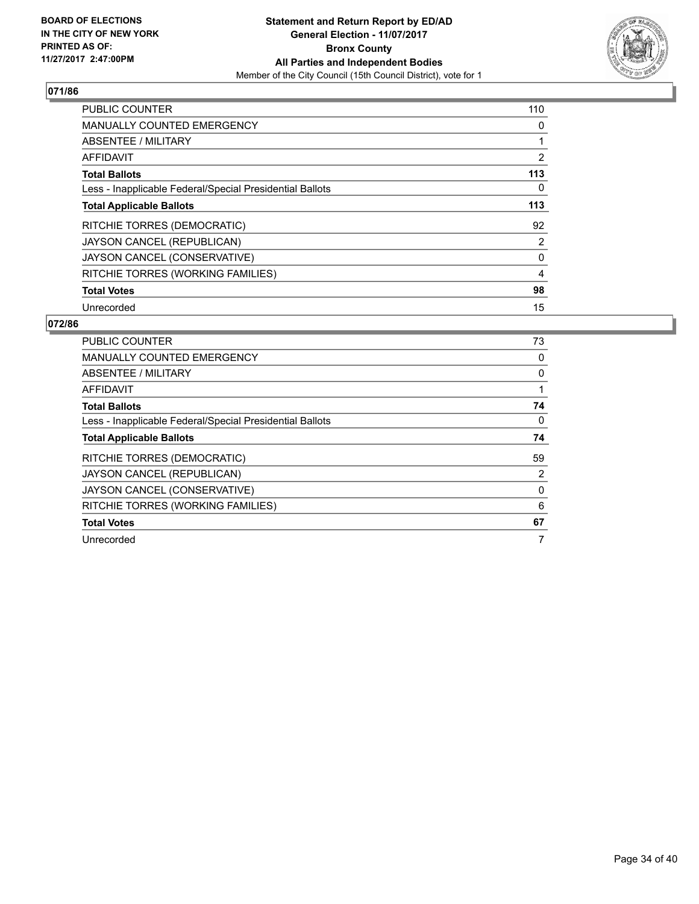**BOARD OF ELECTIONS IN THE CITY OF NEW YORK PRINTED AS OF: 11/27/2017 2:47:00PM**

**Statement and Return Report by ED/AD General Election - 11/07/2017 Bronx County All Parties and Independent Bodies**

Member of the City Council (15th Council District), vote for 1

## 071/86

| | |
|---|---|
| PUBLIC COUNTER | 110 |
| MANUALLY COUNTED EMERGENCY | 0 |
| ABSENTEE / MILITARY | 1 |
| AFFIDAVIT | 2 |
| **Total Ballots** | **113** |
| Less - Inapplicable Federal/Special Presidential Ballots | 0 |
| **Total Applicable Ballots** | **113** |
| RITCHIE TORRES (DEMOCRATIC) | 92 |
| JAYSON CANCEL (REPUBLICAN) | 2 |
| JAYSON CANCEL (CONSERVATIVE) | 0 |
| RITCHIE TORRES (WORKING FAMILIES) | 4 |
| **Total Votes** | **98** |
| Unrecorded | 15 |

## 072/86

| | |
|---|---|
| PUBLIC COUNTER | 73 |
| MANUALLY COUNTED EMERGENCY | 0 |
| ABSENTEE / MILITARY | 0 |
| AFFIDAVIT | 1 |
| **Total Ballots** | **74** |
| Less - Inapplicable Federal/Special Presidential Ballots | 0 |
| **Total Applicable Ballots** | **74** |
| RITCHIE TORRES (DEMOCRATIC) | 59 |
| JAYSON CANCEL (REPUBLICAN) | 2 |
| JAYSON CANCEL (CONSERVATIVE) | 0 |
| RITCHIE TORRES (WORKING FAMILIES) | 6 |
| **Total Votes** | **67** |
| Unrecorded | 7 |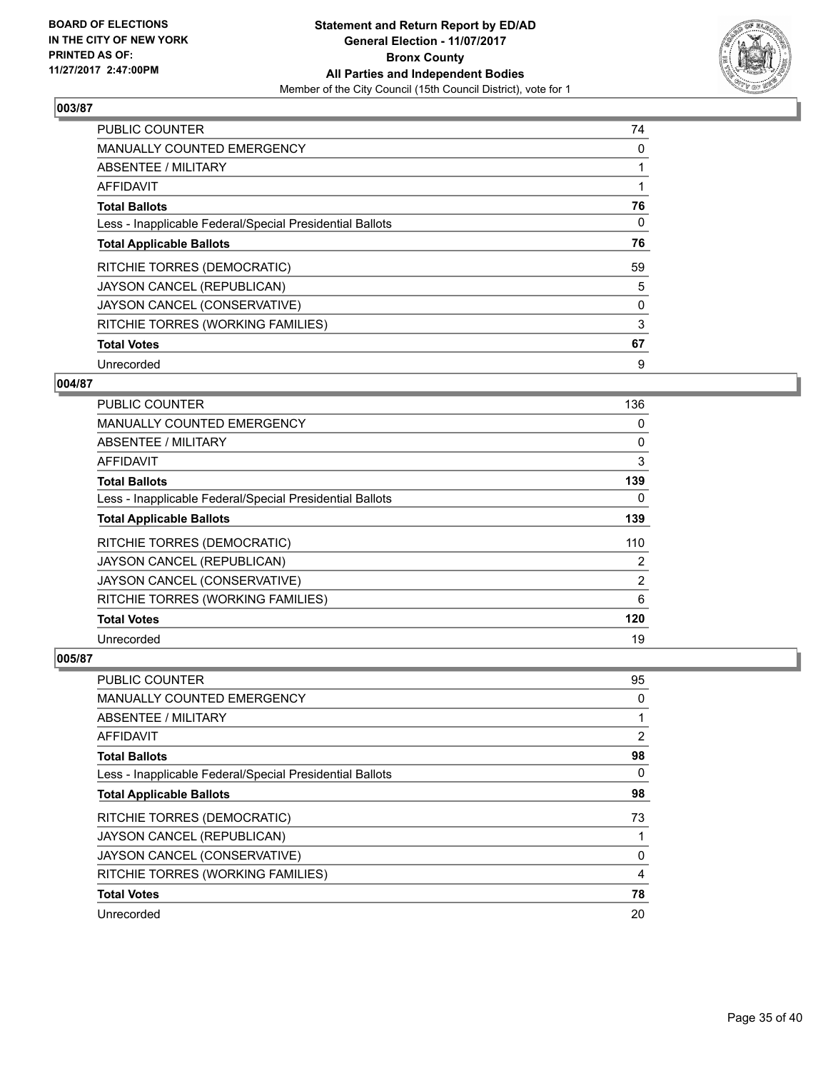## 003/87

| | |
|---|---|
| PUBLIC COUNTER | 74 |
| MANUALLY COUNTED EMERGENCY | 0 |
| ABSENTEE / MILITARY | 1 |
| AFFIDAVIT | 1 |
| **Total Ballots** | **76** |
| Less - Inapplicable Federal/Special Presidential Ballots | 0 |
| **Total Applicable Ballots** | **76** |
| RITCHIE TORRES (DEMOCRATIC) | 59 |
| JAYSON CANCEL (REPUBLICAN) | 5 |
| JAYSON CANCEL (CONSERVATIVE) | 0 |
| RITCHIE TORRES (WORKING FAMILIES) | 3 |
| **Total Votes** | **67** |
| Unrecorded | 9 |

## 004/87

| | |
|---|---|
| PUBLIC COUNTER | 136 |
| MANUALLY COUNTED EMERGENCY | 0 |
| ABSENTEE / MILITARY | 0 |
| AFFIDAVIT | 3 |
| **Total Ballots** | **139** |
| Less - Inapplicable Federal/Special Presidential Ballots | 0 |
| **Total Applicable Ballots** | **139** |
| RITCHIE TORRES (DEMOCRATIC) | 110 |
| JAYSON CANCEL (REPUBLICAN) | 2 |
| JAYSON CANCEL (CONSERVATIVE) | 2 |
| RITCHIE TORRES (WORKING FAMILIES) | 6 |
| **Total Votes** | **120** |
| Unrecorded | 19 |

## 005/87

| | |
|---|---|
| PUBLIC COUNTER | 95 |
| MANUALLY COUNTED EMERGENCY | 0 |
| ABSENTEE / MILITARY | 1 |
| AFFIDAVIT | 2 |
| **Total Ballots** | **98** |
| Less - Inapplicable Federal/Special Presidential Ballots | 0 |
| **Total Applicable Ballots** | **98** |
| RITCHIE TORRES (DEMOCRATIC) | 73 |
| JAYSON CANCEL (REPUBLICAN) | 1 |
| JAYSON CANCEL (CONSERVATIVE) | 0 |
| RITCHIE TORRES (WORKING FAMILIES) | 4 |
| **Total Votes** | **78** |
| Unrecorded | 20 |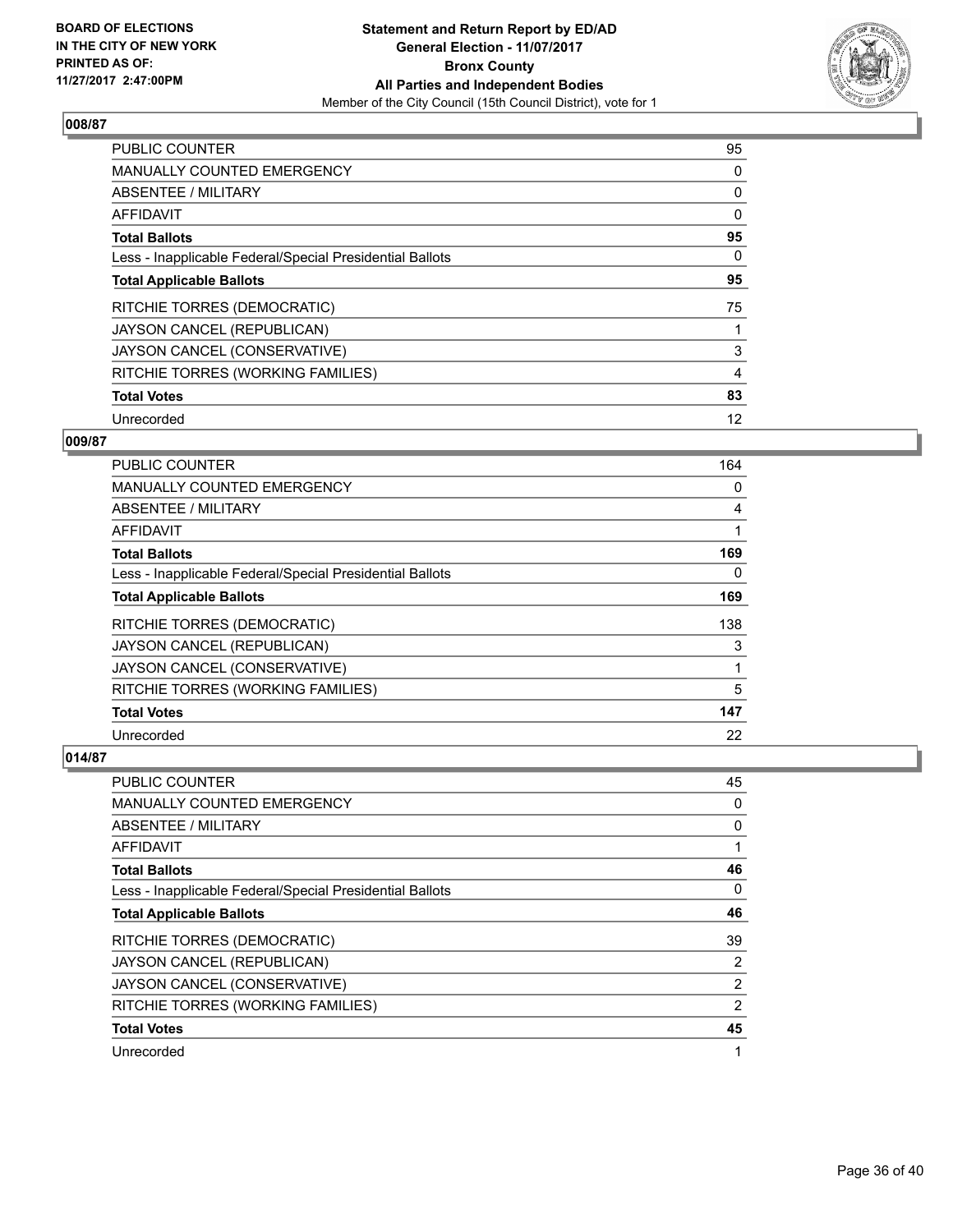**BOARD OF ELECTIONS IN THE CITY OF NEW YORK PRINTED AS OF: 11/27/2017 2:47:00PM**

**Statement and Return Report by ED/AD General Election - 11/07/2017 Bronx County All Parties and Independent Bodies**
Member of the City Council (15th Council District), vote for 1

### 008/87

| | |
|---|---|
| PUBLIC COUNTER | 95 |
| MANUALLY COUNTED EMERGENCY | 0 |
| ABSENTEE / MILITARY | 0 |
| AFFIDAVIT | 0 |
| **Total Ballots** | **95** |
| Less - Inapplicable Federal/Special Presidential Ballots | 0 |
| **Total Applicable Ballots** | **95** |
| RITCHIE TORRES (DEMOCRATIC) | 75 |
| JAYSON CANCEL (REPUBLICAN) | 1 |
| JAYSON CANCEL (CONSERVATIVE) | 3 |
| RITCHIE TORRES (WORKING FAMILIES) | 4 |
| **Total Votes** | **83** |
| Unrecorded | 12 |

### 009/87

| | |
|---|---|
| PUBLIC COUNTER | 164 |
| MANUALLY COUNTED EMERGENCY | 0 |
| ABSENTEE / MILITARY | 4 |
| AFFIDAVIT | 1 |
| **Total Ballots** | **169** |
| Less - Inapplicable Federal/Special Presidential Ballots | 0 |
| **Total Applicable Ballots** | **169** |
| RITCHIE TORRES (DEMOCRATIC) | 138 |
| JAYSON CANCEL (REPUBLICAN) | 3 |
| JAYSON CANCEL (CONSERVATIVE) | 1 |
| RITCHIE TORRES (WORKING FAMILIES) | 5 |
| **Total Votes** | **147** |
| Unrecorded | 22 |

### 014/87

| | |
|---|---|
| PUBLIC COUNTER | 45 |
| MANUALLY COUNTED EMERGENCY | 0 |
| ABSENTEE / MILITARY | 0 |
| AFFIDAVIT | 1 |
| **Total Ballots** | **46** |
| Less - Inapplicable Federal/Special Presidential Ballots | 0 |
| **Total Applicable Ballots** | **46** |
| RITCHIE TORRES (DEMOCRATIC) | 39 |
| JAYSON CANCEL (REPUBLICAN) | 2 |
| JAYSON CANCEL (CONSERVATIVE) | 2 |
| RITCHIE TORRES (WORKING FAMILIES) | 2 |
| **Total Votes** | **45** |
| Unrecorded | 1 |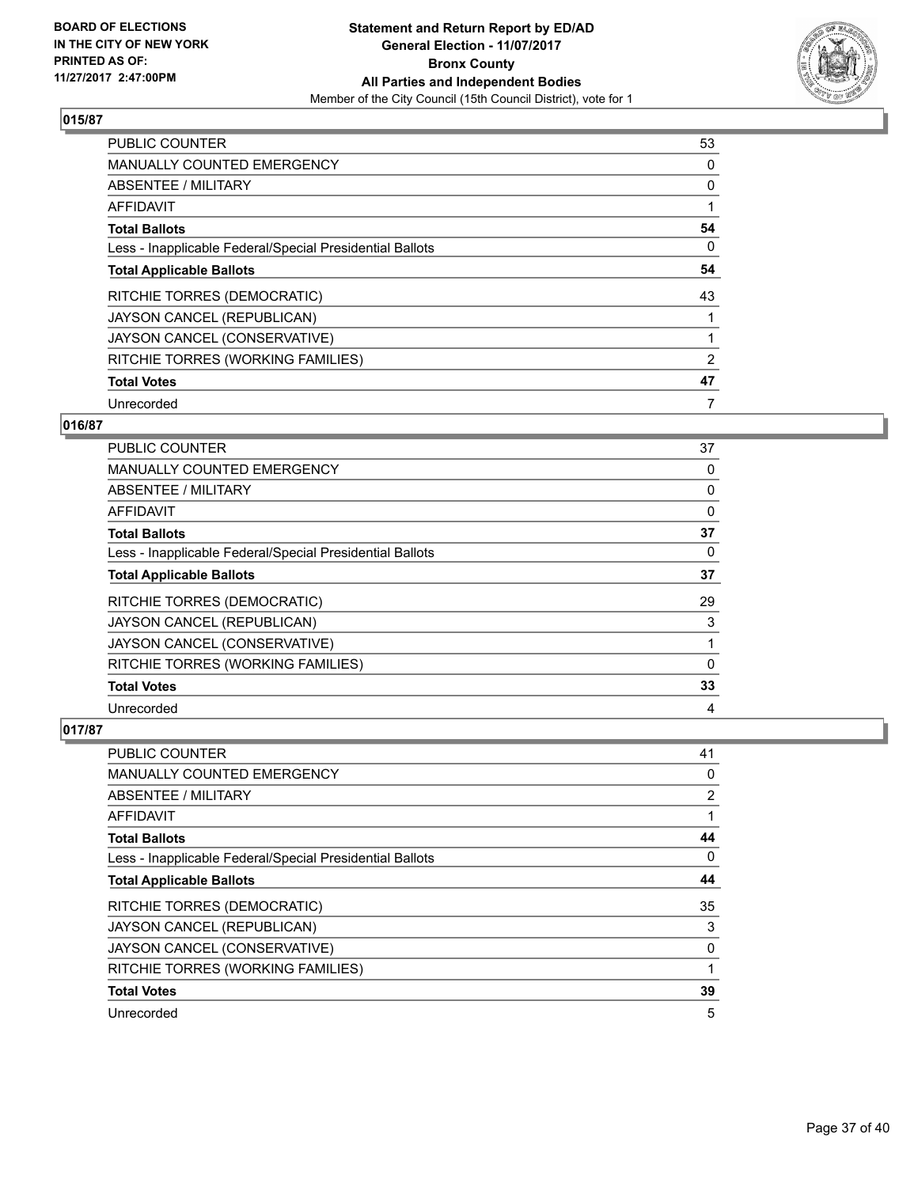**BOARD OF ELECTIONS IN THE CITY OF NEW YORK PRINTED AS OF: 11/27/2017 2:47:00PM**

**Statement and Return Report by ED/AD General Election - 11/07/2017 Bronx County All Parties and Independent Bodies**

Member of the City Council (15th Council District), vote for 1

## 015/87

| | |
|---|---|
| PUBLIC COUNTER | 53 |
| MANUALLY COUNTED EMERGENCY | 0 |
| ABSENTEE / MILITARY | 0 |
| AFFIDAVIT | 1 |
| **Total Ballots** | **54** |
| Less - Inapplicable Federal/Special Presidential Ballots | 0 |
| **Total Applicable Ballots** | **54** |
| RITCHIE TORRES (DEMOCRATIC) | 43 |
| JAYSON CANCEL (REPUBLICAN) | 1 |
| JAYSON CANCEL (CONSERVATIVE) | 1 |
| RITCHIE TORRES (WORKING FAMILIES) | 2 |
| **Total Votes** | **47** |
| Unrecorded | 7 |

## 016/87

| | |
|---|---|
| PUBLIC COUNTER | 37 |
| MANUALLY COUNTED EMERGENCY | 0 |
| ABSENTEE / MILITARY | 0 |
| AFFIDAVIT | 0 |
| **Total Ballots** | **37** |
| Less - Inapplicable Federal/Special Presidential Ballots | 0 |
| **Total Applicable Ballots** | **37** |
| RITCHIE TORRES (DEMOCRATIC) | 29 |
| JAYSON CANCEL (REPUBLICAN) | 3 |
| JAYSON CANCEL (CONSERVATIVE) | 1 |
| RITCHIE TORRES (WORKING FAMILIES) | 0 |
| **Total Votes** | **33** |
| Unrecorded | 4 |

## 017/87

| | |
|---|---|
| PUBLIC COUNTER | 41 |
| MANUALLY COUNTED EMERGENCY | 0 |
| ABSENTEE / MILITARY | 2 |
| AFFIDAVIT | 1 |
| **Total Ballots** | **44** |
| Less - Inapplicable Federal/Special Presidential Ballots | 0 |
| **Total Applicable Ballots** | **44** |
| RITCHIE TORRES (DEMOCRATIC) | 35 |
| JAYSON CANCEL (REPUBLICAN) | 3 |
| JAYSON CANCEL (CONSERVATIVE) | 0 |
| RITCHIE TORRES (WORKING FAMILIES) | 1 |
| **Total Votes** | **39** |
| Unrecorded | 5 |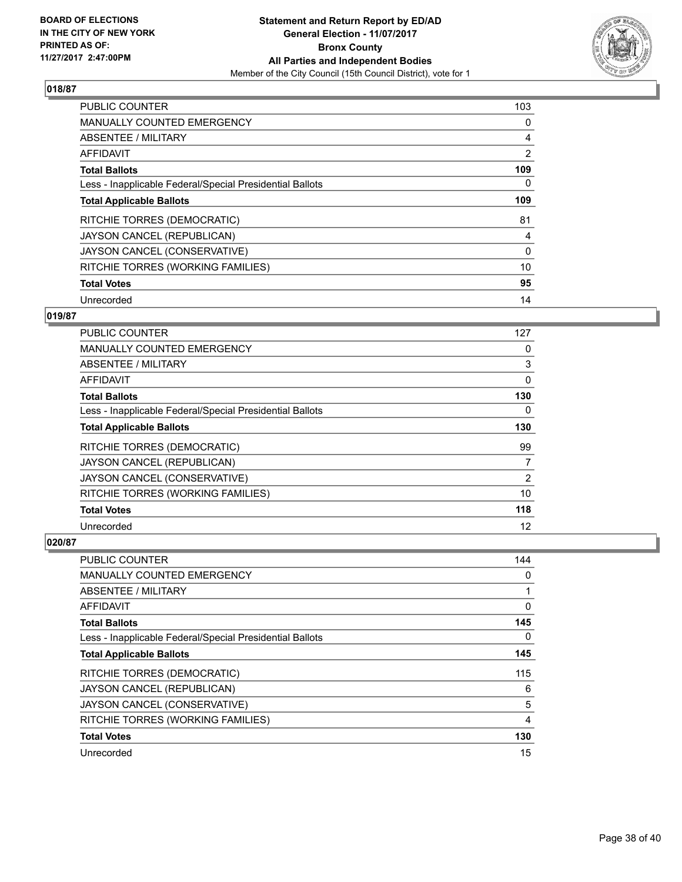**BOARD OF ELECTIONS IN THE CITY OF NEW YORK PRINTED AS OF: 11/27/2017 2:47:00PM**

**Statement and Return Report by ED/AD General Election - 11/07/2017 Bronx County All Parties and Independent Bodies**
Member of the City Council (15th Council District), vote for 1

### 018/87

| | |
|---|---|
| PUBLIC COUNTER | 103 |
| MANUALLY COUNTED EMERGENCY | 0 |
| ABSENTEE / MILITARY | 4 |
| AFFIDAVIT | 2 |
| **Total Ballots** | **109** |
| Less - Inapplicable Federal/Special Presidential Ballots | 0 |
| **Total Applicable Ballots** | **109** |
| RITCHIE TORRES (DEMOCRATIC) | 81 |
| JAYSON CANCEL (REPUBLICAN) | 4 |
| JAYSON CANCEL (CONSERVATIVE) | 0 |
| RITCHIE TORRES (WORKING FAMILIES) | 10 |
| **Total Votes** | **95** |
| Unrecorded | 14 |

### 019/87

| | |
|---|---|
| PUBLIC COUNTER | 127 |
| MANUALLY COUNTED EMERGENCY | 0 |
| ABSENTEE / MILITARY | 3 |
| AFFIDAVIT | 0 |
| **Total Ballots** | **130** |
| Less - Inapplicable Federal/Special Presidential Ballots | 0 |
| **Total Applicable Ballots** | **130** |
| RITCHIE TORRES (DEMOCRATIC) | 99 |
| JAYSON CANCEL (REPUBLICAN) | 7 |
| JAYSON CANCEL (CONSERVATIVE) | 2 |
| RITCHIE TORRES (WORKING FAMILIES) | 10 |
| **Total Votes** | **118** |
| Unrecorded | 12 |

### 020/87

| | |
|---|---|
| PUBLIC COUNTER | 144 |
| MANUALLY COUNTED EMERGENCY | 0 |
| ABSENTEE / MILITARY | 1 |
| AFFIDAVIT | 0 |
| **Total Ballots** | **145** |
| Less - Inapplicable Federal/Special Presidential Ballots | 0 |
| **Total Applicable Ballots** | **145** |
| RITCHIE TORRES (DEMOCRATIC) | 115 |
| JAYSON CANCEL (REPUBLICAN) | 6 |
| JAYSON CANCEL (CONSERVATIVE) | 5 |
| RITCHIE TORRES (WORKING FAMILIES) | 4 |
| **Total Votes** | **130** |
| Unrecorded | 15 |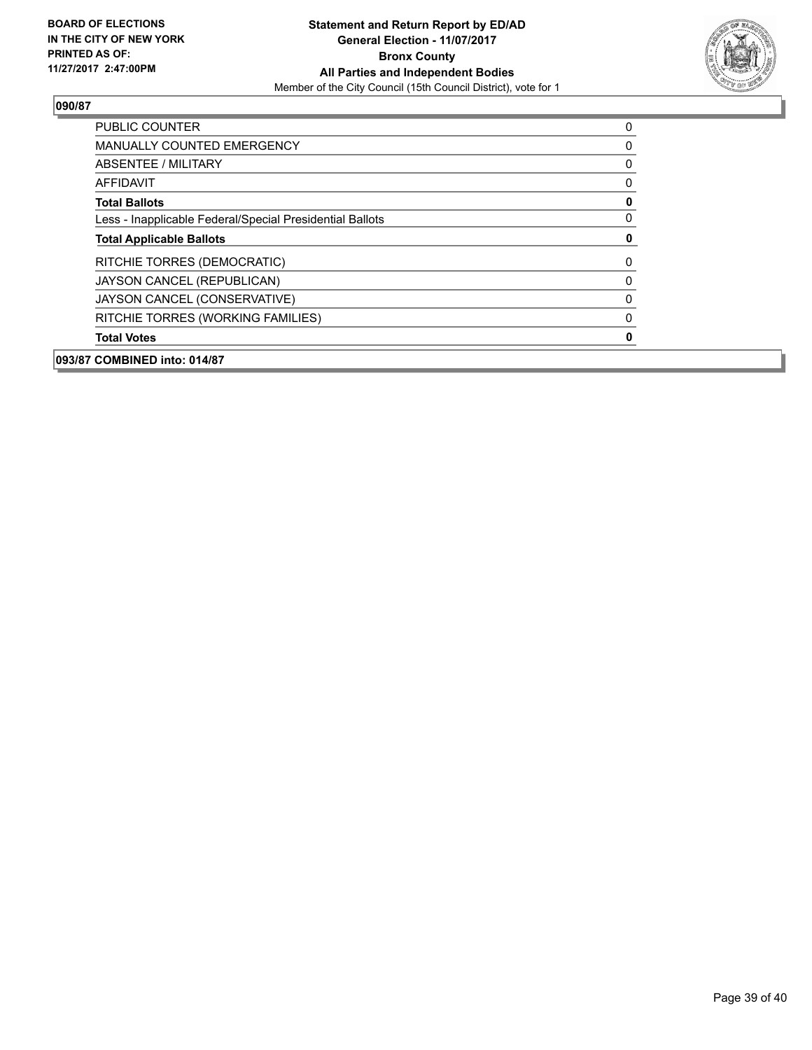**090/87**

| | |
|---|---|
| PUBLIC COUNTER | 0 |
| MANUALLY COUNTED EMERGENCY | 0 |
| ABSENTEE / MILITARY | 0 |
| AFFIDAVIT | 0 |
| **Total Ballots** | **0** |
| Less - Inapplicable Federal/Special Presidential Ballots | 0 |
| **Total Applicable Ballots** | **0** |
| RITCHIE TORRES (DEMOCRATIC) | 0 |
| JAYSON CANCEL (REPUBLICAN) | 0 |
| JAYSON CANCEL (CONSERVATIVE) | 0 |
| RITCHIE TORRES (WORKING FAMILIES) | 0 |
| **Total Votes** | **0** |

**093/87 COMBINED into: 014/87**